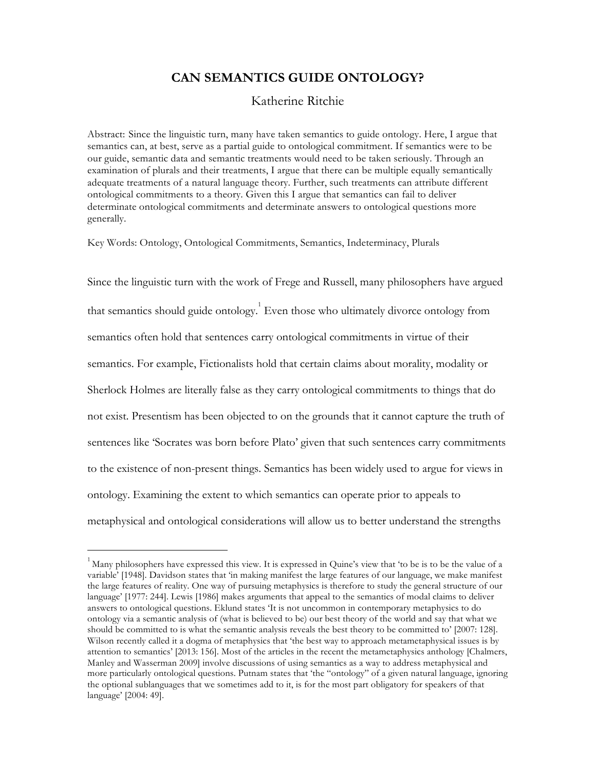# CAN SEMANTICS GUIDE ONTOLOGY?

Katherine Ritchie

Abstract: Since the linguistic turn, many have taken semantics to guide ontology. Here, I argue that semantics can, at best, serve as a partial guide to ontological commitment. If semantics were to be our guide, semantic data and semantic treatments would need to be taken seriously. Through an examination of plurals and their treatments, I argue that there can be multiple equally semantically adequate treatments of a natural language theory. Further, such treatments can attribute different ontological commitments to a theory. Given this I argue that semantics can fail to deliver determinate ontological commitments and determinate answers to ontological questions more generally.

Key Words: Ontology, Ontological Commitments, Semantics, Indeterminacy, Plurals

Since the linguistic turn with the work of Frege and Russell, many philosophers have argued that semantics should guide ontology.[1] Even those who ultimately divorce ontology from semantics often hold that sentences carry ontological commitments in virtue of their semantics. For example, Fictionalists hold that certain claims about morality, modality or Sherlock Holmes are literally false as they carry ontological commitments to things that do not exist. Presentism has been objected to on the grounds that it cannot capture the truth of sentences like 'Socrates was born before Plato' given that such sentences carry commitments to the existence of non-present things. Semantics has been widely used to argue for views in ontology. Examining the extent to which semantics can operate prior to appeals to metaphysical and ontological considerations will allow us to better understand the strengths

[1] Many philosophers have expressed this view. It is expressed in Quine's view that 'to be is to be the value of a variable' [1948]. Davidson states that 'in making manifest the large features of our language, we make manifest the large features of reality. One way of pursuing metaphysics is therefore to study the general structure of our language' [1977: 244]. Lewis [1986] makes arguments that appeal to the semantics of modal claims to deliver answers to ontological questions. Eklund states 'It is not uncommon in contemporary metaphysics to do ontology via a semantic analysis of (what is believed to be) our best theory of the world and say that what we should be committed to is what the semantic analysis reveals the best theory to be committed to' [2007: 128]. Wilson recently called it a dogma of metaphysics that 'the best way to approach metametaphysical issues is by attention to semantics' [2013: 156]. Most of the articles in the recent the metametaphysics anthology [Chalmers, Manley and Wasserman 2009] involve discussions of using semantics as a way to address metaphysical and more particularly ontological questions. Putnam states that 'the "ontology" of a given natural language, ignoring the optional sublanguages that we sometimes add to it, is for the most part obligatory for speakers of that language' [2004: 49].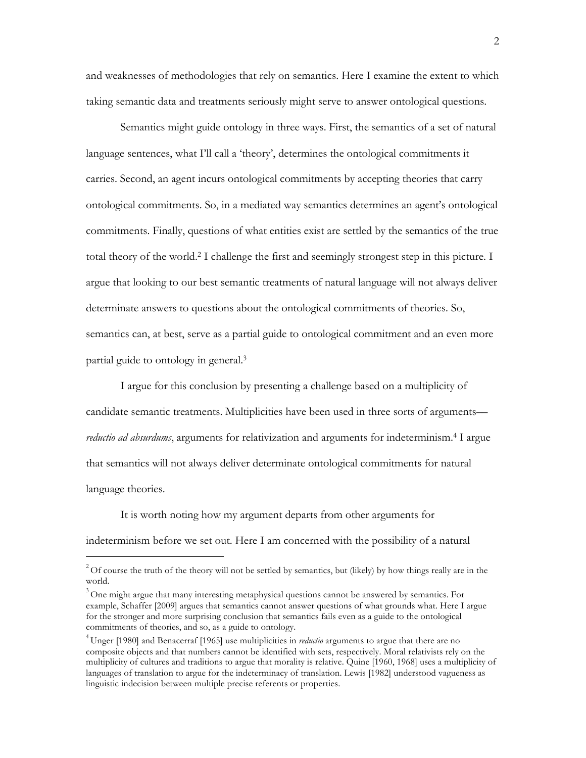and weaknesses of methodologies that rely on semantics. Here I examine the extent to which taking semantic data and treatments seriously might serve to answer ontological questions.

Semantics might guide ontology in three ways. First, the semantics of a set of natural language sentences, what I'll call a 'theory', determines the ontological commitments it carries. Second, an agent incurs ontological commitments by accepting theories that carry ontological commitments. So, in a mediated way semantics determines an agent's ontological commitments. Finally, questions of what entities exist are settled by the semantics of the true total theory of the world.[2] I challenge the first and seemingly strongest step in this picture. I argue that looking to our best semantic treatments of natural language will not always deliver determinate answers to questions about the ontological commitments of theories. So, semantics can, at best, serve as a partial guide to ontological commitment and an even more partial guide to ontology in general.[3]

I argue for this conclusion by presenting a challenge based on a multiplicity of candidate semantic treatments. Multiplicities have been used in three sorts of arguments—*reductio ad absurdums*, arguments for relativization and arguments for indeterminism.[4] I argue that semantics will not always deliver determinate ontological commitments for natural language theories.

It is worth noting how my argument departs from other arguments for indeterminism before we set out. Here I am concerned with the possibility of a natural

---

[2] Of course the truth of the theory will not be settled by semantics, but (likely) by how things really are in the world.

[3] One might argue that many interesting metaphysical questions cannot be answered by semantics. For example, Schaffer [2009] argues that semantics cannot answer questions of what grounds what. Here I argue for the stronger and more surprising conclusion that semantics fails even as a guide to the ontological commitments of theories, and so, as a guide to ontology.

[4] Unger [1980] and Benacerraf [1965] use multiplicities in *reductio* arguments to argue that there are no composite objects and that numbers cannot be identified with sets, respectively. Moral relativists rely on the multiplicity of cultures and traditions to argue that morality is relative. Quine [1960, 1968] uses a multiplicity of languages of translation to argue for the indeterminacy of translation. Lewis [1982] understood vagueness as linguistic indecision between multiple precise referents or properties.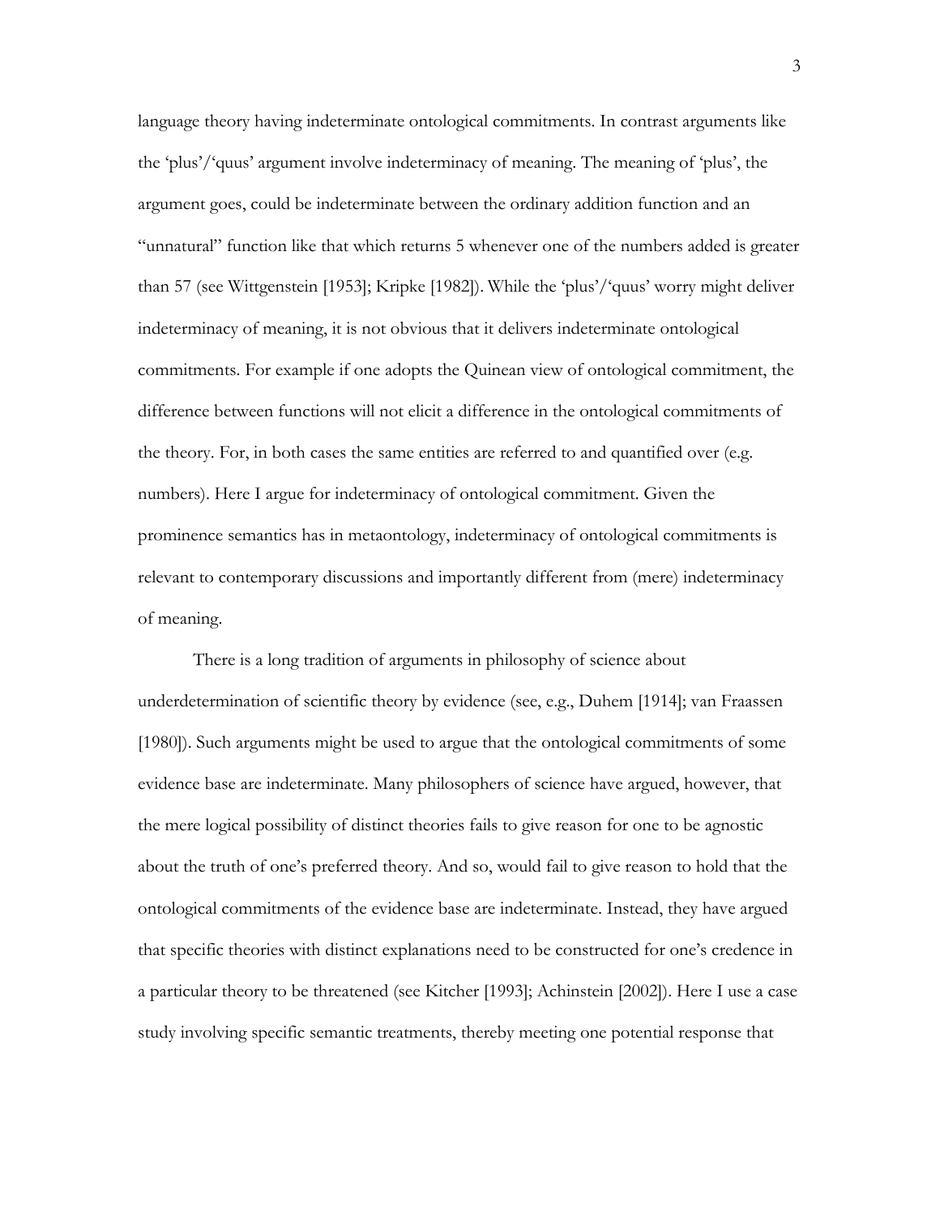language theory having indeterminate ontological commitments. In contrast arguments like the 'plus'/'quus' argument involve indeterminacy of meaning. The meaning of 'plus', the argument goes, could be indeterminate between the ordinary addition function and an "unnatural" function like that which returns 5 whenever one of the numbers added is greater than 57 (see Wittgenstein [1953]; Kripke [1982]). While the 'plus'/'quus' worry might deliver indeterminacy of meaning, it is not obvious that it delivers indeterminate ontological commitments. For example if one adopts the Quinean view of ontological commitment, the difference between functions will not elicit a difference in the ontological commitments of the theory. For, in both cases the same entities are referred to and quantified over (e.g. numbers). Here I argue for indeterminacy of ontological commitment. Given the prominence semantics has in metaontology, indeterminacy of ontological commitments is relevant to contemporary discussions and importantly different from (mere) indeterminacy of meaning.

There is a long tradition of arguments in philosophy of science about underdetermination of scientific theory by evidence (see, e.g., Duhem [1914]; van Fraassen [1980]). Such arguments might be used to argue that the ontological commitments of some evidence base are indeterminate. Many philosophers of science have argued, however, that the mere logical possibility of distinct theories fails to give reason for one to be agnostic about the truth of one's preferred theory. And so, would fail to give reason to hold that the ontological commitments of the evidence base are indeterminate. Instead, they have argued that specific theories with distinct explanations need to be constructed for one's credence in a particular theory to be threatened (see Kitcher [1993]; Achinstein [2002]). Here I use a case study involving specific semantic treatments, thereby meeting one potential response that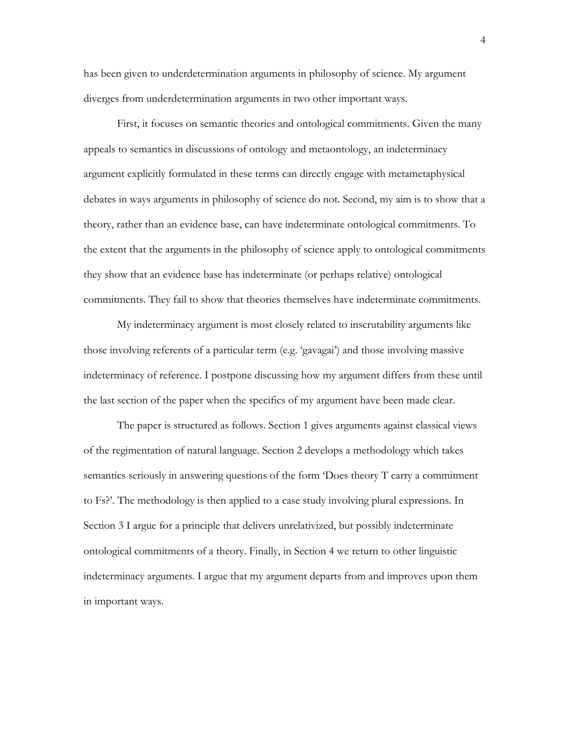has been given to underdetermination arguments in philosophy of science. My argument diverges from underdetermination arguments in two other important ways.

First, it focuses on semantic theories and ontological commitments. Given the many appeals to semantics in discussions of ontology and metaontology, an indeterminacy argument explicitly formulated in these terms can directly engage with metametaphysical debates in ways arguments in philosophy of science do not. Second, my aim is to show that a theory, rather than an evidence base, can have indeterminate ontological commitments. To the extent that the arguments in the philosophy of science apply to ontological commitments they show that an evidence base has indeterminate (or perhaps relative) ontological commitments. They fail to show that theories themselves have indeterminate commitments.

My indeterminacy argument is most closely related to inscrutability arguments like those involving referents of a particular term (e.g. 'gavagai') and those involving massive indeterminacy of reference. I postpone discussing how my argument differs from these until the last section of the paper when the specifics of my argument have been made clear.

The paper is structured as follows. Section 1 gives arguments against classical views of the regimentation of natural language. Section 2 develops a methodology which takes semantics seriously in answering questions of the form 'Does theory T carry a commitment to Fs?'. The methodology is then applied to a case study involving plural expressions. In Section 3 I argue for a principle that delivers unrelativized, but possibly indeterminate ontological commitments of a theory. Finally, in Section 4 we return to other linguistic indeterminacy arguments. I argue that my argument departs from and improves upon them in important ways.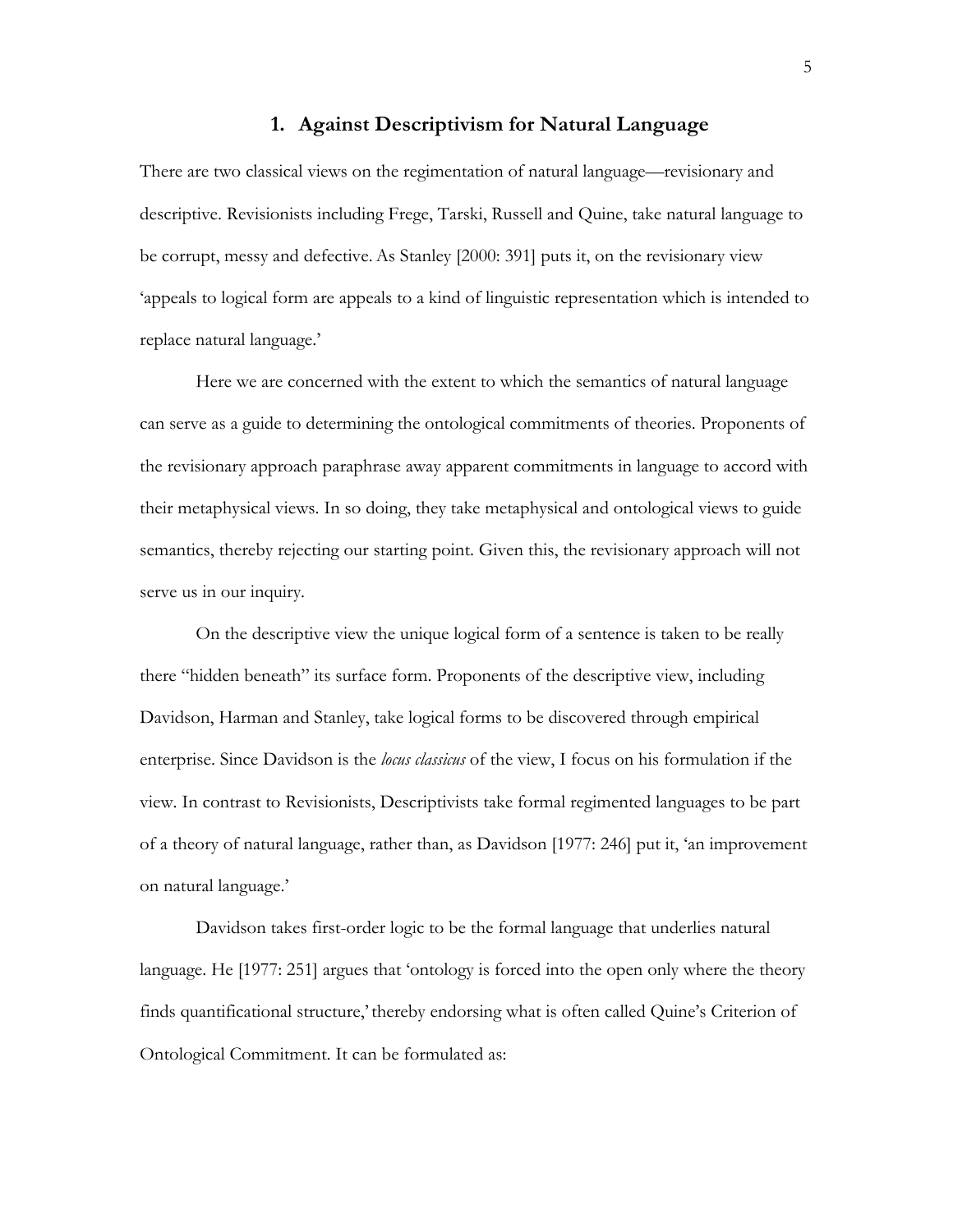## 1. Against Descriptivism for Natural Language

There are two classical views on the regimentation of natural language—revisionary and descriptive. Revisionists including Frege, Tarski, Russell and Quine, take natural language to be corrupt, messy and defective. As Stanley [2000: 391] puts it, on the revisionary view 'appeals to logical form are appeals to a kind of linguistic representation which is intended to replace natural language.'

Here we are concerned with the extent to which the semantics of natural language can serve as a guide to determining the ontological commitments of theories. Proponents of the revisionary approach paraphrase away apparent commitments in language to accord with their metaphysical views. In so doing, they take metaphysical and ontological views to guide semantics, thereby rejecting our starting point. Given this, the revisionary approach will not serve us in our inquiry.

On the descriptive view the unique logical form of a sentence is taken to be really there "hidden beneath" its surface form. Proponents of the descriptive view, including Davidson, Harman and Stanley, take logical forms to be discovered through empirical enterprise. Since Davidson is the *locus classicus* of the view, I focus on his formulation if the view. In contrast to Revisionists, Descriptivists take formal regimented languages to be part of a theory of natural language, rather than, as Davidson [1977: 246] put it, 'an improvement on natural language.'

Davidson takes first-order logic to be the formal language that underlies natural language. He [1977: 251] argues that 'ontology is forced into the open only where the theory finds quantificational structure,' thereby endorsing what is often called Quine's Criterion of Ontological Commitment. It can be formulated as: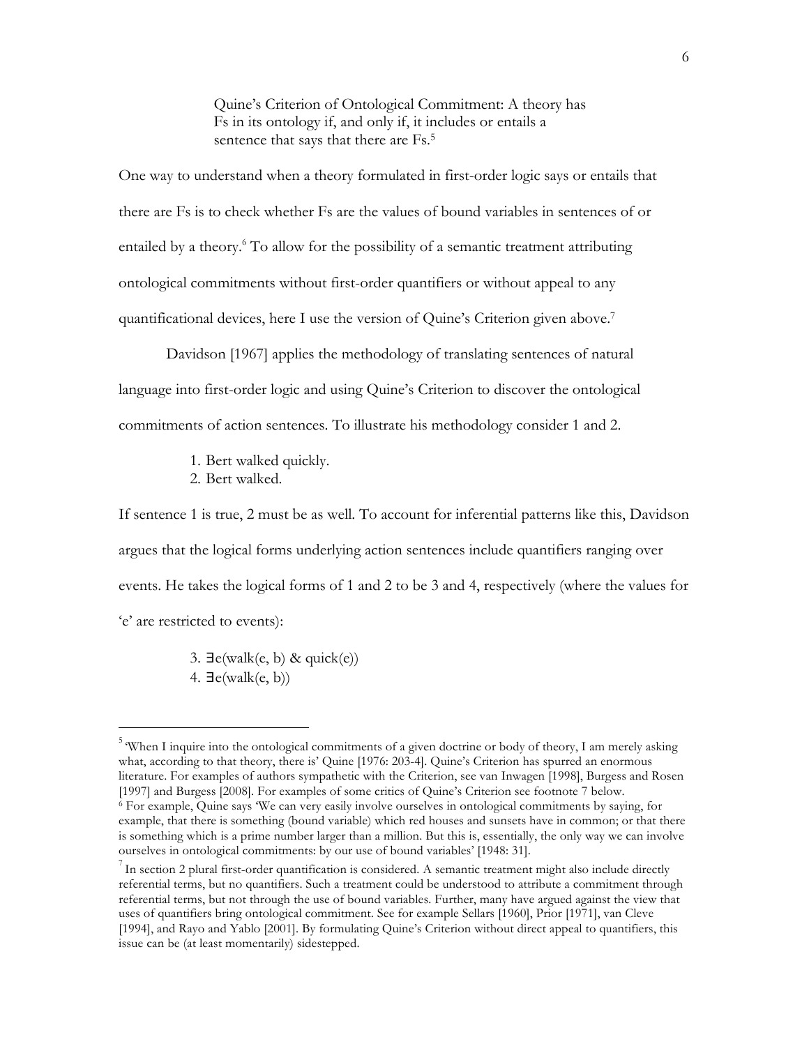> Quine's Criterion of Ontological Commitment: A theory has Fs in its ontology if, and only if, it includes or entails a sentence that says that there are Fs.[5]

One way to understand when a theory formulated in first-order logic says or entails that there are Fs is to check whether Fs are the values of bound variables in sentences of or entailed by a theory.[6] To allow for the possibility of a semantic treatment attributing ontological commitments without first-order quantifiers or without appeal to any quantificational devices, here I use the version of Quine's Criterion given above.[7]

Davidson [1967] applies the methodology of translating sentences of natural language into first-order logic and using Quine's Criterion to discover the ontological commitments of action sentences. To illustrate his methodology consider 1 and 2.

1. Bert walked quickly.
2. Bert walked.

If sentence 1 is true, 2 must be as well. To account for inferential patterns like this, Davidson argues that the logical forms underlying action sentences include quantifiers ranging over events. He takes the logical forms of 1 and 2 to be 3 and 4, respectively (where the values for 'e' are restricted to events):

3. $\exists e(\text{walk}(e, b) \ \& \ \text{quick}(e))$
4. $\exists e(\text{walk}(e, b))$

---

[5] 'When I inquire into the ontological commitments of a given doctrine or body of theory, I am merely asking what, according to that theory, there is' Quine [1976: 203-4]. Quine's Criterion has spurred an enormous literature. For examples of authors sympathetic with the Criterion, see van Inwagen [1998], Burgess and Rosen [1997] and Burgess [2008]. For examples of some critics of Quine's Criterion see footnote 7 below.

[6] For example, Quine says 'We can very easily involve ourselves in ontological commitments by saying, for example, that there is something (bound variable) which red houses and sunsets have in common; or that there is something which is a prime number larger than a million. But this is, essentially, the only way we can involve ourselves in ontological commitments: by our use of bound variables' [1948: 31].

[7] In section 2 plural first-order quantification is considered. A semantic treatment might also include directly referential terms, but no quantifiers. Such a treatment could be understood to attribute a commitment through referential terms, but not through the use of bound variables. Further, many have argued against the view that uses of quantifiers bring ontological commitment. See for example Sellars [1960], Prior [1971], van Cleve [1994], and Rayo and Yablo [2001]. By formulating Quine's Criterion without direct appeal to quantifiers, this issue can be (at least momentarily) sidestepped.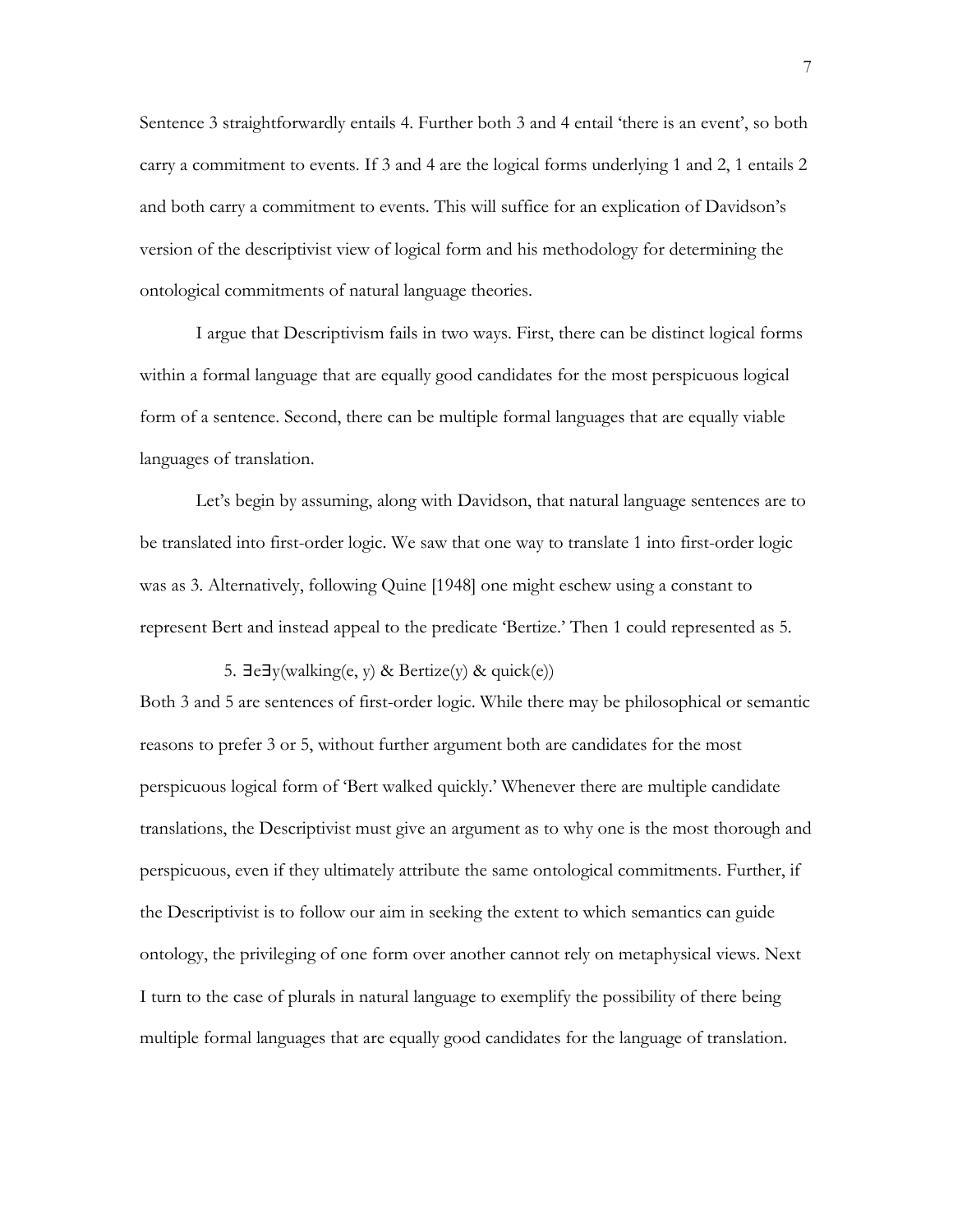Sentence 3 straightforwardly entails 4. Further both 3 and 4 entail 'there is an event', so both carry a commitment to events. If 3 and 4 are the logical forms underlying 1 and 2, 1 entails 2 and both carry a commitment to events. This will suffice for an explication of Davidson's version of the descriptivist view of logical form and his methodology for determining the ontological commitments of natural language theories.

I argue that Descriptivism fails in two ways. First, there can be distinct logical forms within a formal language that are equally good candidates for the most perspicuous logical form of a sentence. Second, there can be multiple formal languages that are equally viable languages of translation.

Let's begin by assuming, along with Davidson, that natural language sentences are to be translated into first-order logic. We saw that one way to translate 1 into first-order logic was as 3. Alternatively, following Quine [1948] one might eschew using a constant to represent Bert and instead appeal to the predicate 'Bertize.' Then 1 could represented as 5.

5. $\exists e \exists y(\text{walking}(e, y) \ \& \ \text{Bertize}(y) \ \& \ \text{quick}(e))$

Both 3 and 5 are sentences of first-order logic. While there may be philosophical or semantic reasons to prefer 3 or 5, without further argument both are candidates for the most perspicuous logical form of 'Bert walked quickly.' Whenever there are multiple candidate translations, the Descriptivist must give an argument as to why one is the most thorough and perspicuous, even if they ultimately attribute the same ontological commitments. Further, if the Descriptivist is to follow our aim in seeking the extent to which semantics can guide ontology, the privileging of one form over another cannot rely on metaphysical views. Next I turn to the case of plurals in natural language to exemplify the possibility of there being multiple formal languages that are equally good candidates for the language of translation.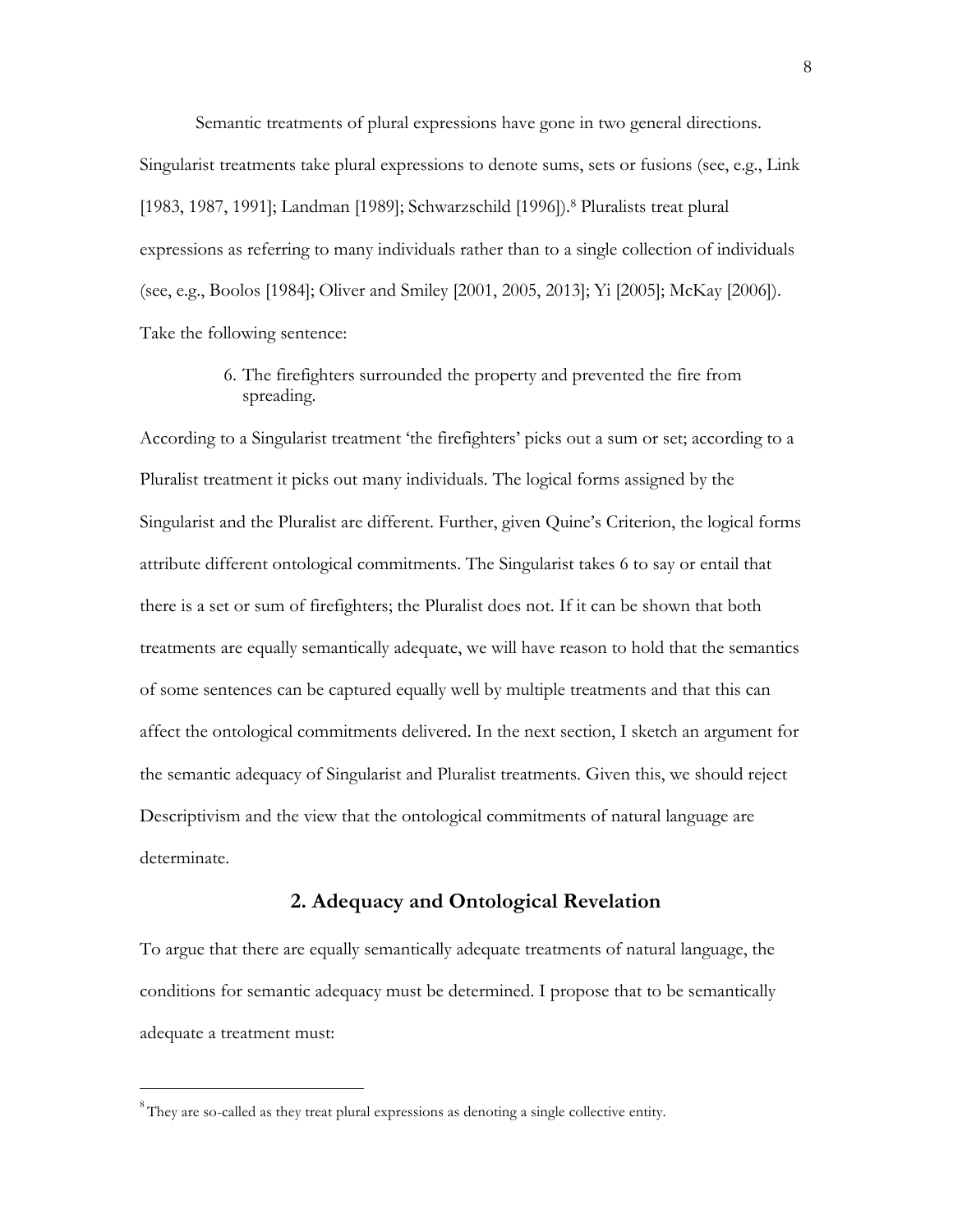Semantic treatments of plural expressions have gone in two general directions. Singularist treatments take plural expressions to denote sums, sets or fusions (see, e.g., Link [1983, 1987, 1991]; Landman [1989]; Schwarzschild [1996]).[8] Pluralists treat plural expressions as referring to many individuals rather than to a single collection of individuals (see, e.g., Boolos [1984]; Oliver and Smiley [2001, 2005, 2013]; Yi [2005]; McKay [2006]). Take the following sentence:

6. The firefighters surrounded the property and prevented the fire from spreading.

According to a Singularist treatment 'the firefighters' picks out a sum or set; according to a Pluralist treatment it picks out many individuals. The logical forms assigned by the Singularist and the Pluralist are different. Further, given Quine's Criterion, the logical forms attribute different ontological commitments. The Singularist takes 6 to say or entail that there is a set or sum of firefighters; the Pluralist does not. If it can be shown that both treatments are equally semantically adequate, we will have reason to hold that the semantics of some sentences can be captured equally well by multiple treatments and that this can affect the ontological commitments delivered. In the next section, I sketch an argument for the semantic adequacy of Singularist and Pluralist treatments. Given this, we should reject Descriptivism and the view that the ontological commitments of natural language are determinate.

## 2. Adequacy and Ontological Revelation

To argue that there are equally semantically adequate treatments of natural language, the conditions for semantic adequacy must be determined. I propose that to be semantically adequate a treatment must:

---

[8] They are so-called as they treat plural expressions as denoting a single collective entity.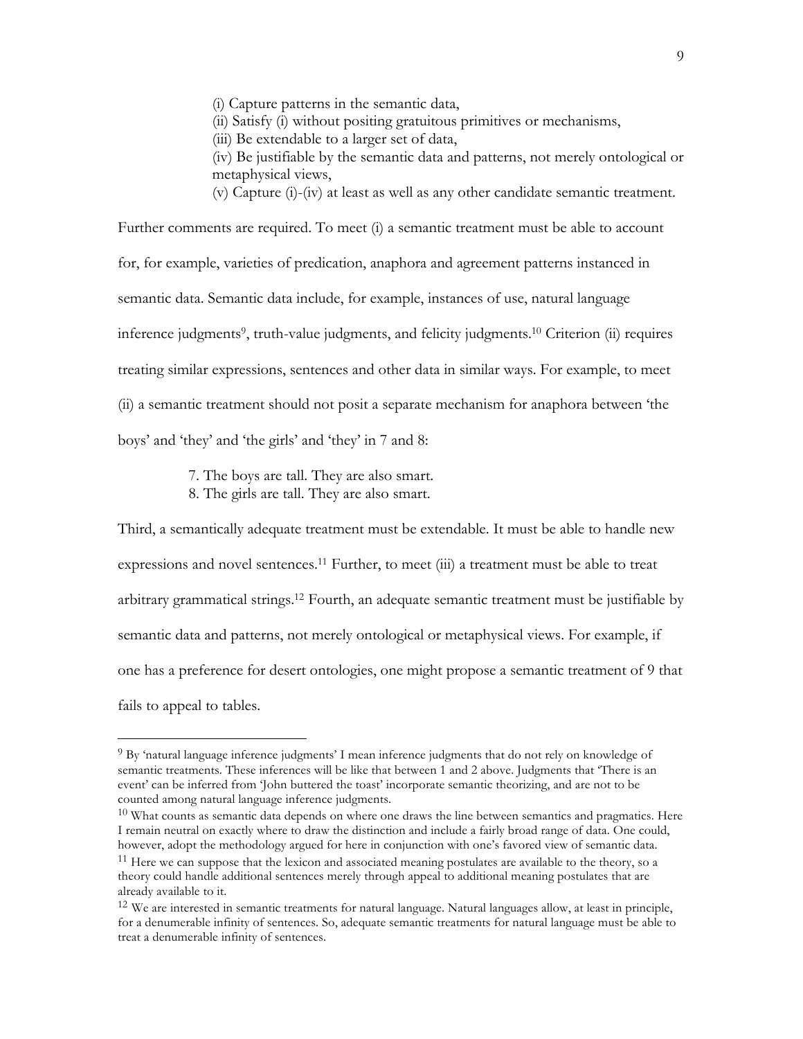(i) Capture patterns in the semantic data,
(ii) Satisfy (i) without positing gratuitous primitives or mechanisms,
(iii) Be extendable to a larger set of data,
(iv) Be justifiable by the semantic data and patterns, not merely ontological or metaphysical views,
(v) Capture (i)-(iv) at least as well as any other candidate semantic treatment.

Further comments are required. To meet (i) a semantic treatment must be able to account for, for example, varieties of predication, anaphora and agreement patterns instanced in semantic data. Semantic data include, for example, instances of use, natural language inference judgments[9], truth-value judgments, and felicity judgments.[10] Criterion (ii) requires treating similar expressions, sentences and other data in similar ways. For example, to meet (ii) a semantic treatment should not posit a separate mechanism for anaphora between 'the boys' and 'they' and 'the girls' and 'they' in 7 and 8:

7. The boys are tall. They are also smart.
8. The girls are tall. They are also smart.

Third, a semantically adequate treatment must be extendable. It must be able to handle new expressions and novel sentences.[11] Further, to meet (iii) a treatment must be able to treat arbitrary grammatical strings.[12] Fourth, an adequate semantic treatment must be justifiable by semantic data and patterns, not merely ontological or metaphysical views. For example, if one has a preference for desert ontologies, one might propose a semantic treatment of 9 that fails to appeal to tables.

---

[9] By 'natural language inference judgments' I mean inference judgments that do not rely on knowledge of semantic treatments. These inferences will be like that between 1 and 2 above. Judgments that 'There is an event' can be inferred from 'John buttered the toast' incorporate semantic theorizing, and are not to be counted among natural language inference judgments.

[10] What counts as semantic data depends on where one draws the line between semantics and pragmatics. Here I remain neutral on exactly where to draw the distinction and include a fairly broad range of data. One could, however, adopt the methodology argued for here in conjunction with one's favored view of semantic data.

[11] Here we can suppose that the lexicon and associated meaning postulates are available to the theory, so a theory could handle additional sentences merely through appeal to additional meaning postulates that are already available to it.

[12] We are interested in semantic treatments for natural language. Natural languages allow, at least in principle, for a denumerable infinity of sentences. So, adequate semantic treatments for natural language must be able to treat a denumerable infinity of sentences.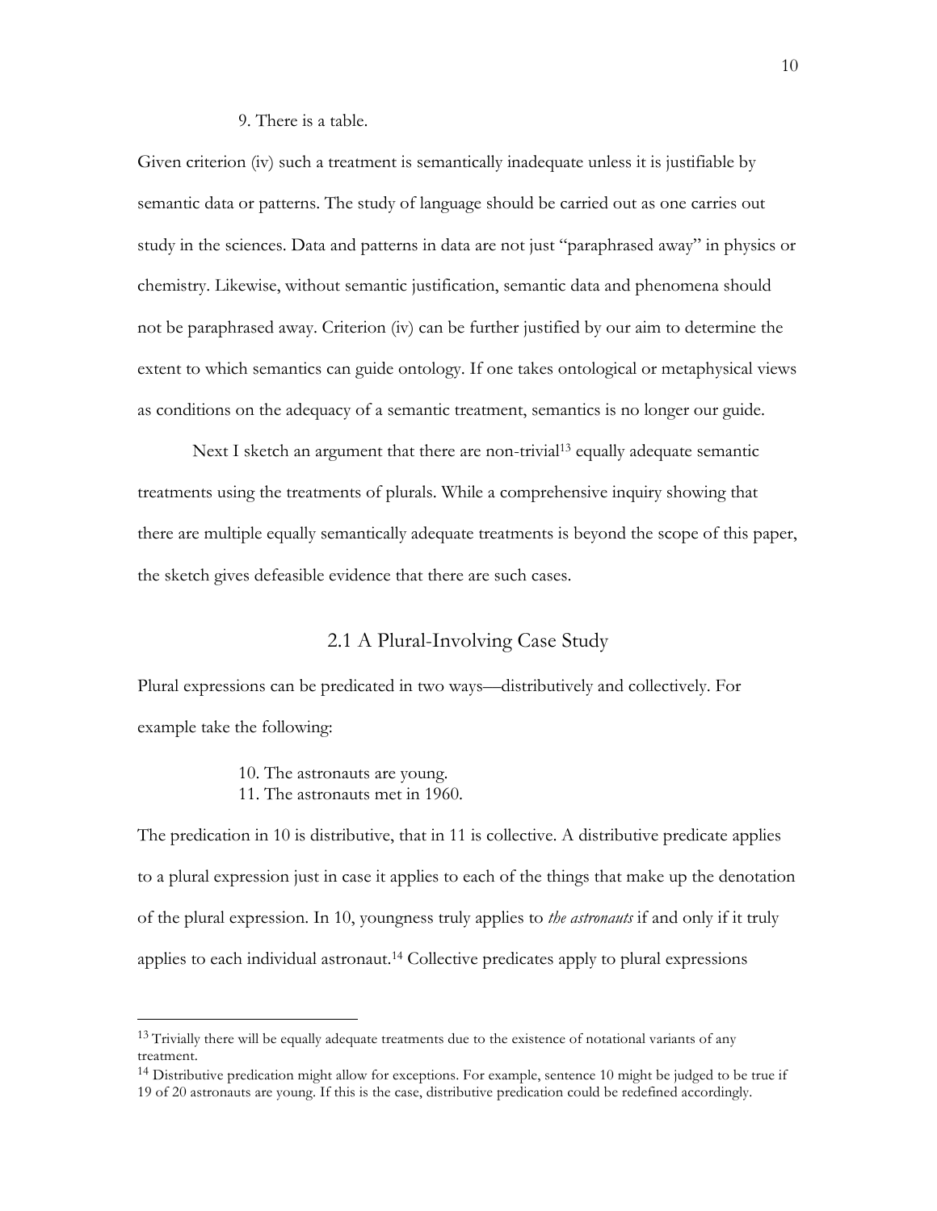9. There is a table.

Given criterion (iv) such a treatment is semantically inadequate unless it is justifiable by semantic data or patterns. The study of language should be carried out as one carries out study in the sciences. Data and patterns in data are not just "paraphrased away" in physics or chemistry. Likewise, without semantic justification, semantic data and phenomena should not be paraphrased away. Criterion (iv) can be further justified by our aim to determine the extent to which semantics can guide ontology. If one takes ontological or metaphysical views as conditions on the adequacy of a semantic treatment, semantics is no longer our guide.

Next I sketch an argument that there are non-trivial[13] equally adequate semantic treatments using the treatments of plurals. While a comprehensive inquiry showing that there are multiple equally semantically adequate treatments is beyond the scope of this paper, the sketch gives defeasible evidence that there are such cases.

## 2.1 A Plural-Involving Case Study

Plural expressions can be predicated in two ways—distributively and collectively. For example take the following:

10. The astronauts are young.
11. The astronauts met in 1960.

The predication in 10 is distributive, that in 11 is collective. A distributive predicate applies to a plural expression just in case it applies to each of the things that make up the denotation of the plural expression. In 10, youngness truly applies to *the astronauts* if and only if it truly applies to each individual astronaut.[14] Collective predicates apply to plural expressions

[13] Trivially there will be equally adequate treatments due to the existence of notational variants of any treatment.

[14] Distributive predication might allow for exceptions. For example, sentence 10 might be judged to be true if 19 of 20 astronauts are young. If this is the case, distributive predication could be redefined accordingly.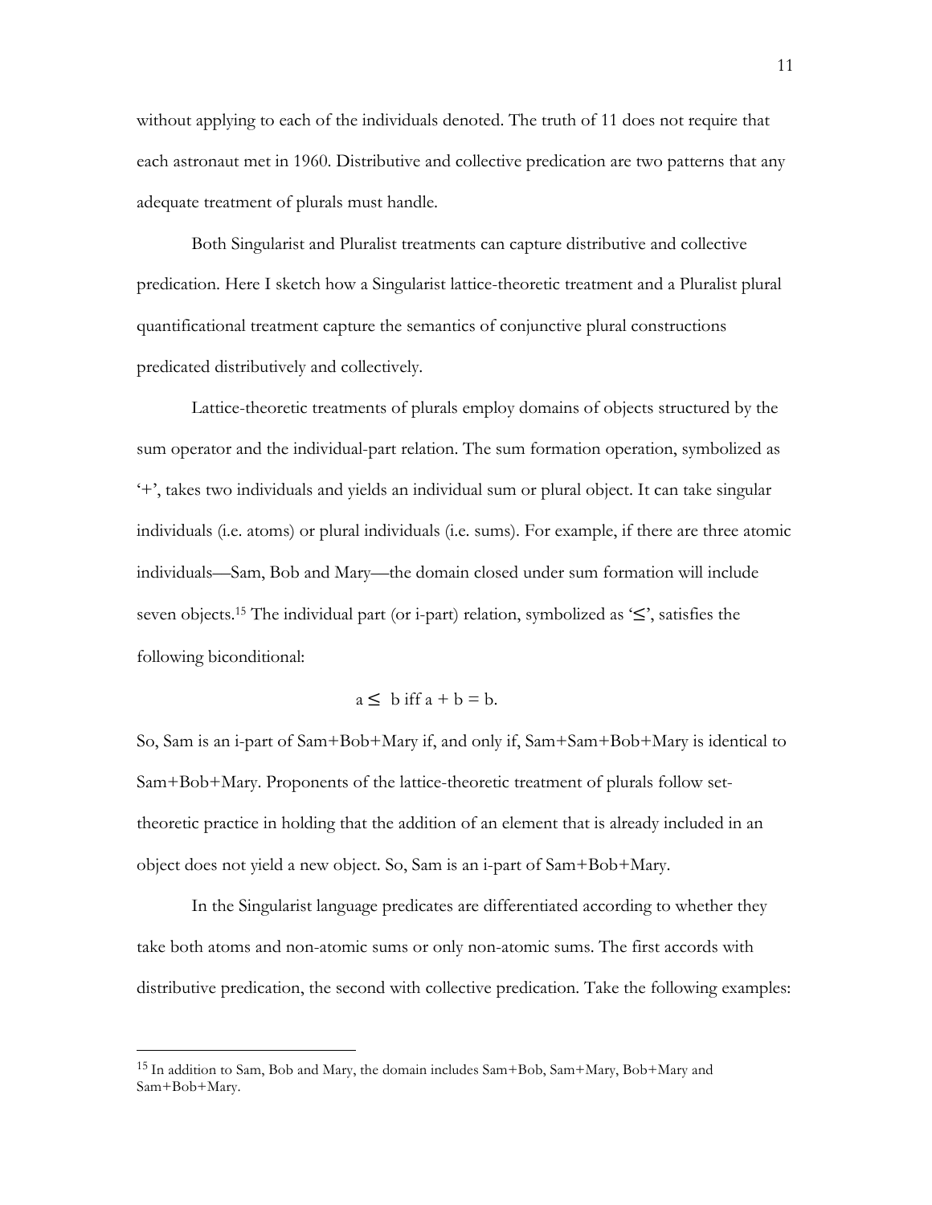without applying to each of the individuals denoted. The truth of 11 does not require that each astronaut met in 1960. Distributive and collective predication are two patterns that any adequate treatment of plurals must handle.

Both Singularist and Pluralist treatments can capture distributive and collective predication. Here I sketch how a Singularist lattice-theoretic treatment and a Pluralist plural quantificational treatment capture the semantics of conjunctive plural constructions predicated distributively and collectively.

Lattice-theoretic treatments of plurals employ domains of objects structured by the sum operator and the individual-part relation. The sum formation operation, symbolized as '+', takes two individuals and yields an individual sum or plural object. It can take singular individuals (i.e. atoms) or plural individuals (i.e. sums). For example, if there are three atomic individuals—Sam, Bob and Mary—the domain closed under sum formation will include seven objects.[15] The individual part (or i-part) relation, symbolized as '≤', satisfies the following biconditional:

$$a \leq b \text{ iff } a + b = b.$$

So, Sam is an i-part of Sam+Bob+Mary if, and only if, Sam+Sam+Bob+Mary is identical to Sam+Bob+Mary. Proponents of the lattice-theoretic treatment of plurals follow set-theoretic practice in holding that the addition of an element that is already included in an object does not yield a new object. So, Sam is an i-part of Sam+Bob+Mary.

In the Singularist language predicates are differentiated according to whether they take both atoms and non-atomic sums or only non-atomic sums. The first accords with distributive predication, the second with collective predication. Take the following examples:

---

[15] In addition to Sam, Bob and Mary, the domain includes Sam+Bob, Sam+Mary, Bob+Mary and Sam+Bob+Mary.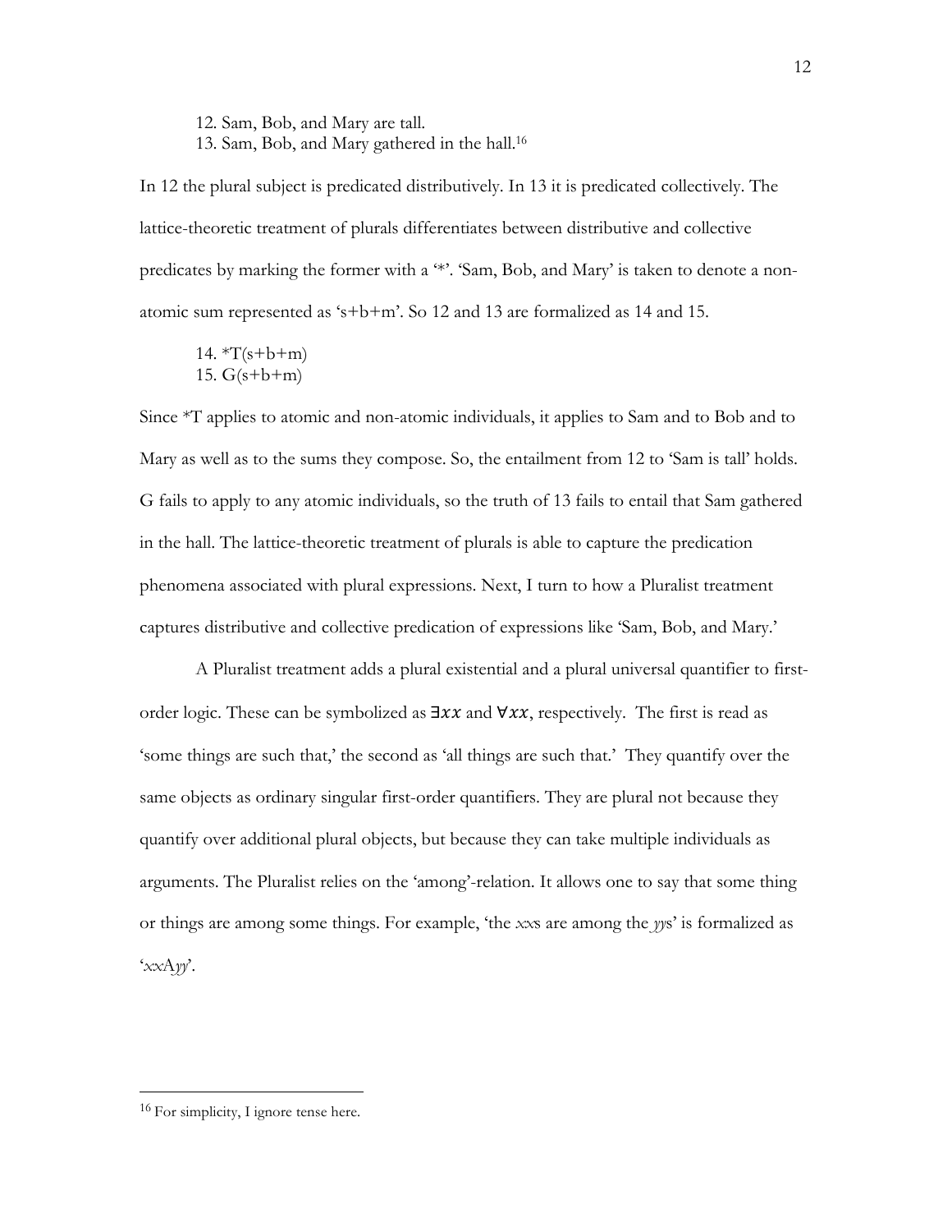12. Sam, Bob, and Mary are tall.
13. Sam, Bob, and Mary gathered in the hall.[16]

In 12 the plural subject is predicated distributively. In 13 it is predicated collectively. The lattice-theoretic treatment of plurals differentiates between distributive and collective predicates by marking the former with a '*'. 'Sam, Bob, and Mary' is taken to denote a non-atomic sum represented as 's+b+m'. So 12 and 13 are formalized as 14 and 15.

14. *T(s+b+m)
15. G(s+b+m)

Since *T applies to atomic and non-atomic individuals, it applies to Sam and to Bob and to Mary as well as to the sums they compose. So, the entailment from 12 to 'Sam is tall' holds. G fails to apply to any atomic individuals, so the truth of 13 fails to entail that Sam gathered in the hall. The lattice-theoretic treatment of plurals is able to capture the predication phenomena associated with plural expressions. Next, I turn to how a Pluralist treatment captures distributive and collective predication of expressions like 'Sam, Bob, and Mary.'

A Pluralist treatment adds a plural existential and a plural universal quantifier to first-order logic. These can be symbolized as $\exists xx$ and $\forall xx$, respectively. The first is read as 'some things are such that,' the second as 'all things are such that.' They quantify over the same objects as ordinary singular first-order quantifiers. They are plural not because they quantify over additional plural objects, but because they can take multiple individuals as arguments. The Pluralist relies on the 'among'-relation. It allows one to say that some thing or things are among some things. For example, 'the *xx*s are among the *yy*s' is formalized as '*xx*A*yy*'.

---

[16] For simplicity, I ignore tense here.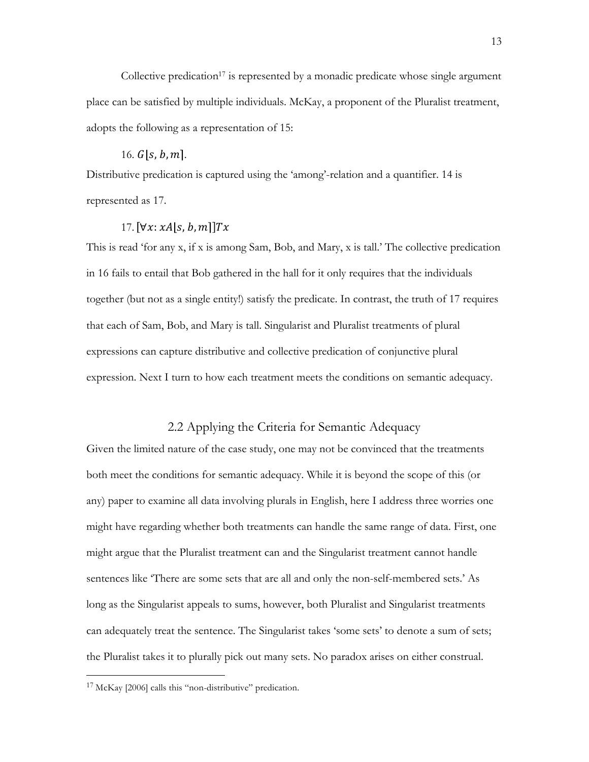Collective predication[17] is represented by a monadic predicate whose single argument place can be satisfied by multiple individuals. McKay, a proponent of the Pluralist treatment, adopts the following as a representation of 15:

16. $G\lfloor s, b, m \rfloor$.

Distributive predication is captured using the 'among'-relation and a quantifier. 14 is represented as 17.

17. $[\forall x: xA\lfloor s, b, m \rfloor]Tx$

This is read 'for any x, if x is among Sam, Bob, and Mary, x is tall.' The collective predication in 16 fails to entail that Bob gathered in the hall for it only requires that the individuals together (but not as a single entity!) satisfy the predicate. In contrast, the truth of 17 requires that each of Sam, Bob, and Mary is tall. Singularist and Pluralist treatments of plural expressions can capture distributive and collective predication of conjunctive plural expression. Next I turn to how each treatment meets the conditions on semantic adequacy.

## 2.2 Applying the Criteria for Semantic Adequacy

Given the limited nature of the case study, one may not be convinced that the treatments both meet the conditions for semantic adequacy. While it is beyond the scope of this (or any) paper to examine all data involving plurals in English, here I address three worries one might have regarding whether both treatments can handle the same range of data. First, one might argue that the Pluralist treatment can and the Singularist treatment cannot handle sentences like 'There are some sets that are all and only the non-self-membered sets.' As long as the Singularist appeals to sums, however, both Pluralist and Singularist treatments can adequately treat the sentence. The Singularist takes 'some sets' to denote a sum of sets; the Pluralist takes it to plurally pick out many sets. No paradox arises on either construal.

[17] McKay [2006] calls this "non-distributive" predication.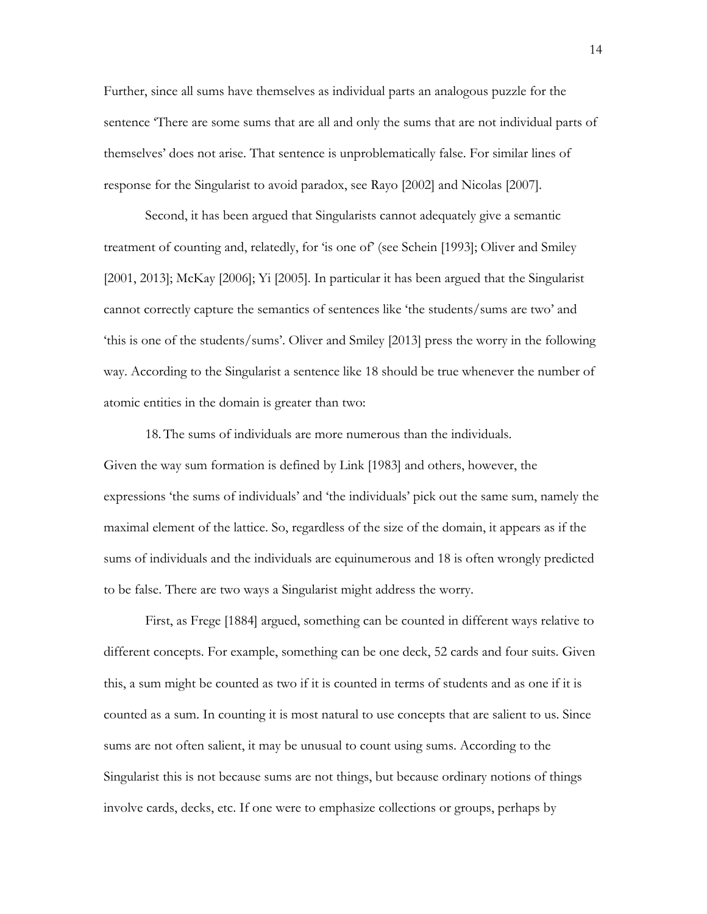Further, since all sums have themselves as individual parts an analogous puzzle for the sentence 'There are some sums that are all and only the sums that are not individual parts of themselves' does not arise. That sentence is unproblematically false. For similar lines of response for the Singularist to avoid paradox, see Rayo [2002] and Nicolas [2007].

Second, it has been argued that Singularists cannot adequately give a semantic treatment of counting and, relatedly, for 'is one of' (see Schein [1993]; Oliver and Smiley [2001, 2013]; McKay [2006]; Yi [2005]. In particular it has been argued that the Singularist cannot correctly capture the semantics of sentences like 'the students/sums are two' and 'this is one of the students/sums'. Oliver and Smiley [2013] press the worry in the following way. According to the Singularist a sentence like 18 should be true whenever the number of atomic entities in the domain is greater than two:

18. The sums of individuals are more numerous than the individuals.

Given the way sum formation is defined by Link [1983] and others, however, the expressions 'the sums of individuals' and 'the individuals' pick out the same sum, namely the maximal element of the lattice. So, regardless of the size of the domain, it appears as if the sums of individuals and the individuals are equinumerous and 18 is often wrongly predicted to be false. There are two ways a Singularist might address the worry.

First, as Frege [1884] argued, something can be counted in different ways relative to different concepts. For example, something can be one deck, 52 cards and four suits. Given this, a sum might be counted as two if it is counted in terms of students and as one if it is counted as a sum. In counting it is most natural to use concepts that are salient to us. Since sums are not often salient, it may be unusual to count using sums. According to the Singularist this is not because sums are not things, but because ordinary notions of things involve cards, decks, etc. If one were to emphasize collections or groups, perhaps by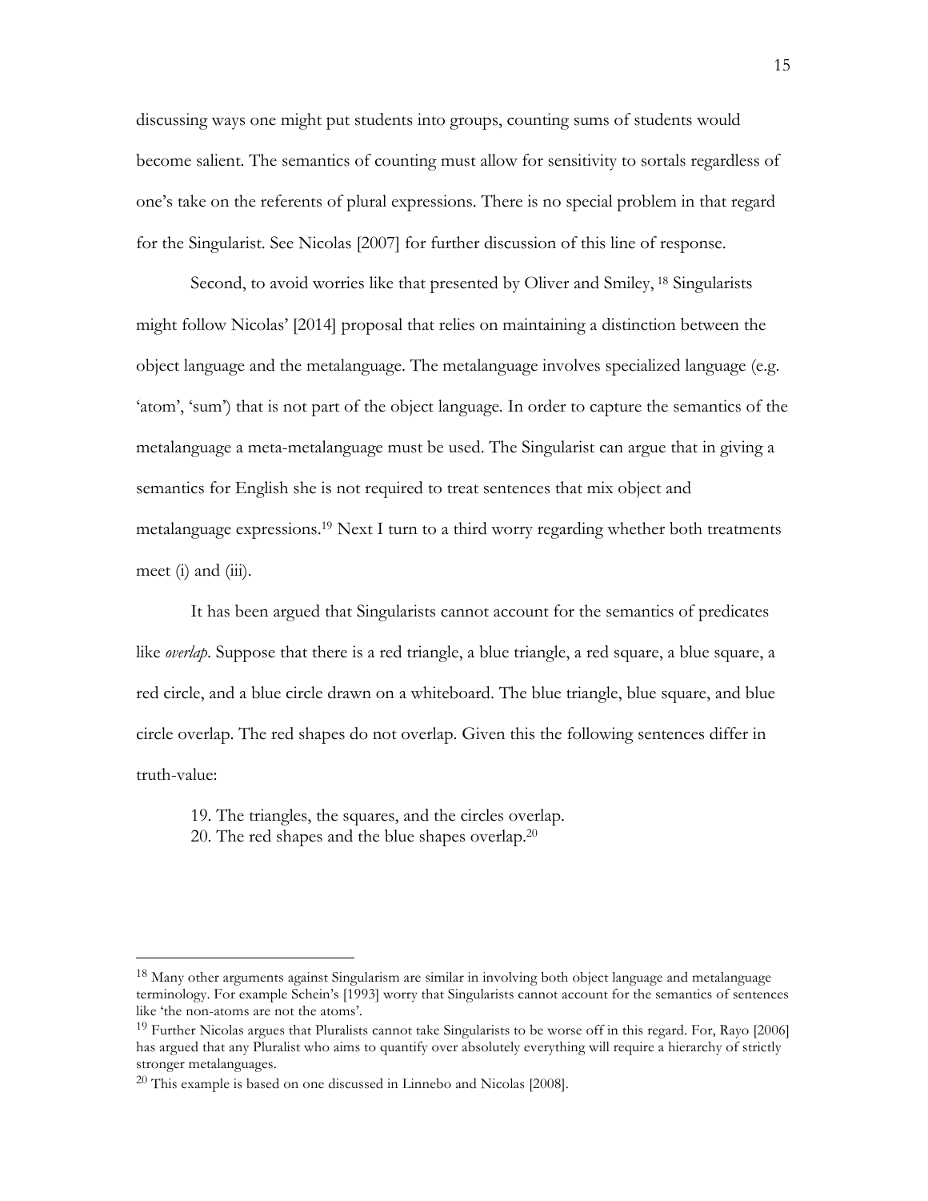discussing ways one might put students into groups, counting sums of students would become salient. The semantics of counting must allow for sensitivity to sortals regardless of one's take on the referents of plural expressions. There is no special problem in that regard for the Singularist. See Nicolas [2007] for further discussion of this line of response.

Second, to avoid worries like that presented by Oliver and Smiley, [18] Singularists might follow Nicolas' [2014] proposal that relies on maintaining a distinction between the object language and the metalanguage. The metalanguage involves specialized language (e.g. 'atom', 'sum') that is not part of the object language. In order to capture the semantics of the metalanguage a meta-metalanguage must be used. The Singularist can argue that in giving a semantics for English she is not required to treat sentences that mix object and metalanguage expressions.[19] Next I turn to a third worry regarding whether both treatments meet (i) and (iii).

It has been argued that Singularists cannot account for the semantics of predicates like *overlap*. Suppose that there is a red triangle, a blue triangle, a red square, a blue square, a red circle, and a blue circle drawn on a whiteboard. The blue triangle, blue square, and blue circle overlap. The red shapes do not overlap. Given this the following sentences differ in truth-value:

19. The triangles, the squares, and the circles overlap.
20. The red shapes and the blue shapes overlap.[20]

---

[18] Many other arguments against Singularism are similar in involving both object language and metalanguage terminology. For example Schein's [1993] worry that Singularists cannot account for the semantics of sentences like 'the non-atoms are not the atoms'.

[19] Further Nicolas argues that Pluralists cannot take Singularists to be worse off in this regard. For, Rayo [2006] has argued that any Pluralist who aims to quantify over absolutely everything will require a hierarchy of strictly stronger metalanguages.

[20] This example is based on one discussed in Linnebo and Nicolas [2008].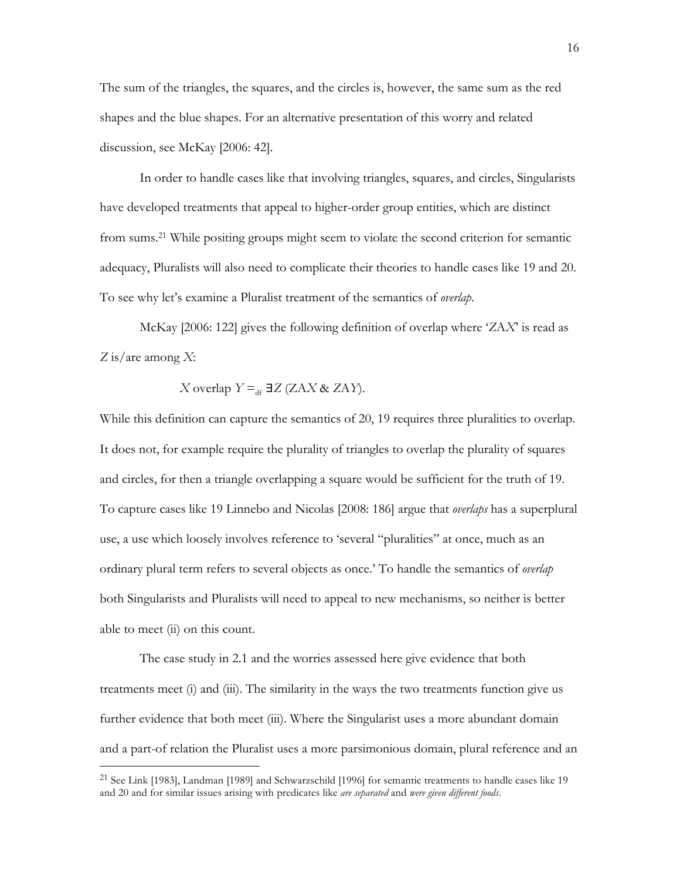The sum of the triangles, the squares, and the circles is, however, the same sum as the red shapes and the blue shapes. For an alternative presentation of this worry and related discussion, see McKay [2006: 42].

In order to handle cases like that involving triangles, squares, and circles, Singularists have developed treatments that appeal to higher-order group entities, which are distinct from sums.[21] While positing groups might seem to violate the second criterion for semantic adequacy, Pluralists will also need to complicate their theories to handle cases like 19 and 20. To see why let's examine a Pluralist treatment of the semantics of *overlap*.

McKay [2006: 122] gives the following definition of overlap where '$ZAX$' is read as $Z$ is/are among $X$:

$$X \text{ overlap } Y =_{\text{df}} \exists Z\, (ZAX \;\&\; ZAY).$$

While this definition can capture the semantics of 20, 19 requires three pluralities to overlap. It does not, for example require the plurality of triangles to overlap the plurality of squares and circles, for then a triangle overlapping a square would be sufficient for the truth of 19. To capture cases like 19 Linnebo and Nicolas [2008: 186] argue that *overlaps* has a superplural use, a use which loosely involves reference to 'several "pluralities" at once, much as an ordinary plural term refers to several objects as once.' To handle the semantics of *overlap* both Singularists and Pluralists will need to appeal to new mechanisms, so neither is better able to meet (ii) on this count.

The case study in 2.1 and the worries assessed here give evidence that both treatments meet (i) and (iii). The similarity in the ways the two treatments function give us further evidence that both meet (iii). Where the Singularist uses a more abundant domain and a part-of relation the Pluralist uses a more parsimonious domain, plural reference and an

---

[21] See Link [1983], Landman [1989] and Schwarzschild [1996] for semantic treatments to handle cases like 19 and 20 and for similar issues arising with predicates like *are separated* and *were given different foods*.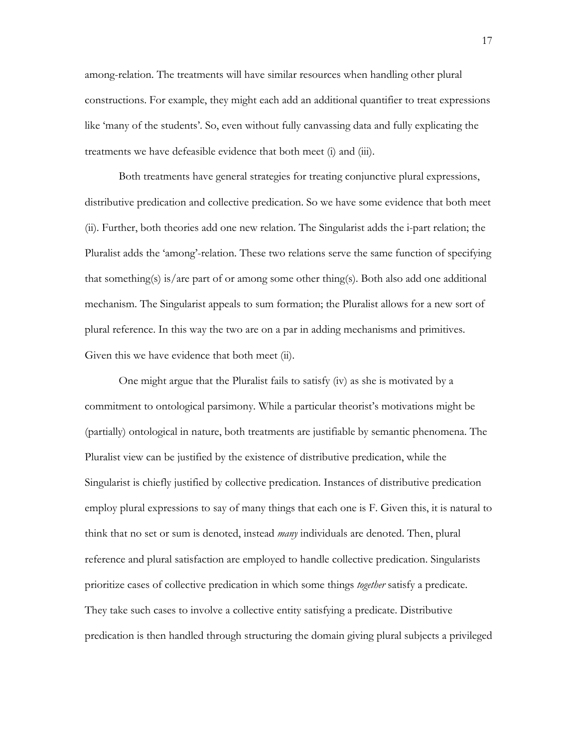among-relation. The treatments will have similar resources when handling other plural constructions. For example, they might each add an additional quantifier to treat expressions like 'many of the students'. So, even without fully canvassing data and fully explicating the treatments we have defeasible evidence that both meet (i) and (iii).

Both treatments have general strategies for treating conjunctive plural expressions, distributive predication and collective predication. So we have some evidence that both meet (ii). Further, both theories add one new relation. The Singularist adds the i-part relation; the Pluralist adds the 'among'-relation. These two relations serve the same function of specifying that something(s) is/are part of or among some other thing(s). Both also add one additional mechanism. The Singularist appeals to sum formation; the Pluralist allows for a new sort of plural reference. In this way the two are on a par in adding mechanisms and primitives. Given this we have evidence that both meet (ii).

One might argue that the Pluralist fails to satisfy (iv) as she is motivated by a commitment to ontological parsimony. While a particular theorist's motivations might be (partially) ontological in nature, both treatments are justifiable by semantic phenomena. The Pluralist view can be justified by the existence of distributive predication, while the Singularist is chiefly justified by collective predication. Instances of distributive predication employ plural expressions to say of many things that each one is F. Given this, it is natural to think that no set or sum is denoted, instead *many* individuals are denoted. Then, plural reference and plural satisfaction are employed to handle collective predication. Singularists prioritize cases of collective predication in which some things *together* satisfy a predicate. They take such cases to involve a collective entity satisfying a predicate. Distributive predication is then handled through structuring the domain giving plural subjects a privileged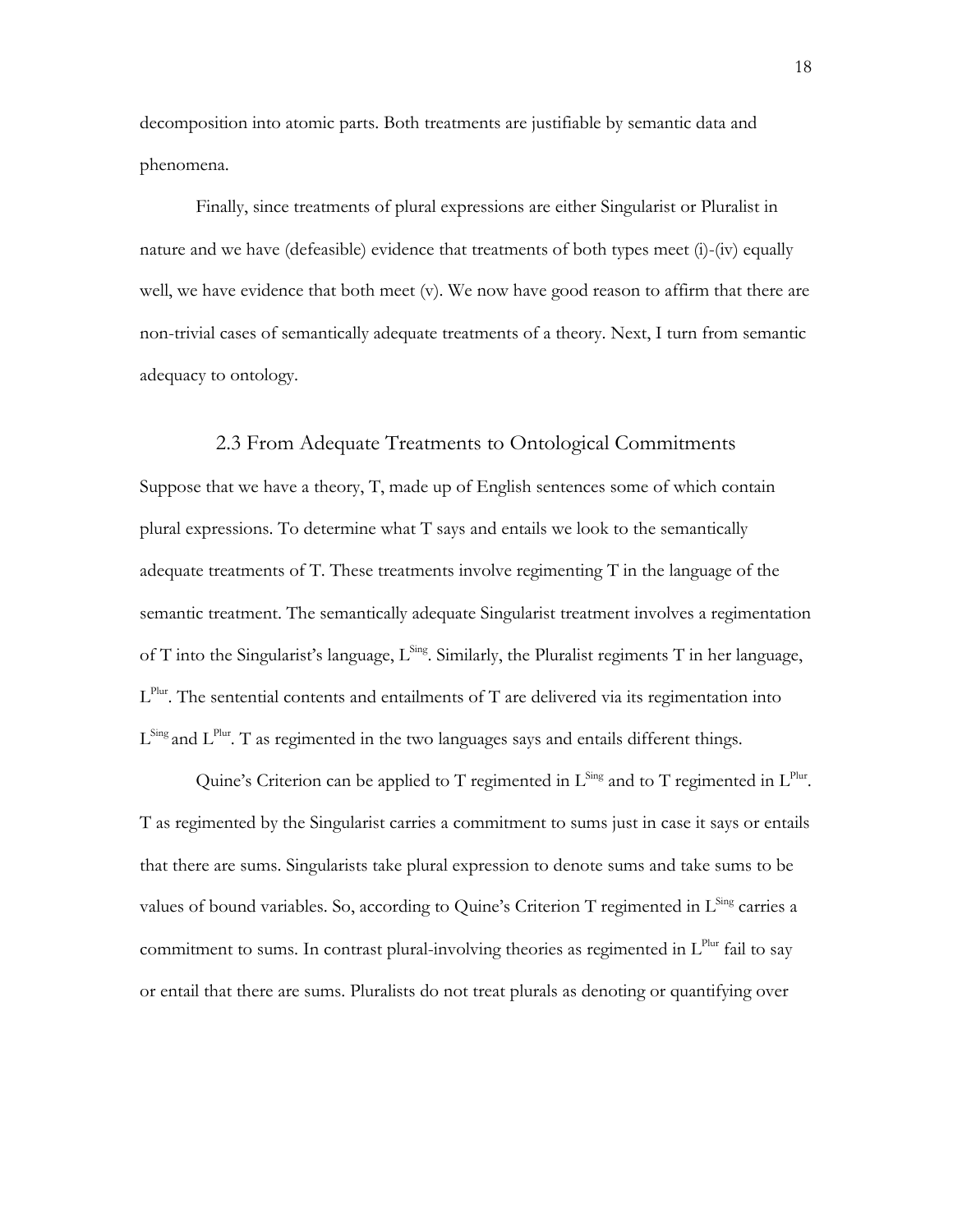decomposition into atomic parts. Both treatments are justifiable by semantic data and phenomena.

Finally, since treatments of plural expressions are either Singularist or Pluralist in nature and we have (defeasible) evidence that treatments of both types meet (i)-(iv) equally well, we have evidence that both meet (v). We now have good reason to affirm that there are non-trivial cases of semantically adequate treatments of a theory. Next, I turn from semantic adequacy to ontology.

### 2.3 From Adequate Treatments to Ontological Commitments

Suppose that we have a theory, T, made up of English sentences some of which contain plural expressions. To determine what T says and entails we look to the semantically adequate treatments of T. These treatments involve regimenting T in the language of the semantic treatment. The semantically adequate Singularist treatment involves a regimentation of T into the Singularist's language, $L^{Sing}$. Similarly, the Pluralist regiments T in her language, $L^{Plur}$. The sentential contents and entailments of T are delivered via its regimentation into $L^{Sing}$ and $L^{Plur}$. T as regimented in the two languages says and entails different things.

Quine's Criterion can be applied to T regimented in $L^{Sing}$ and to T regimented in $L^{Plur}$. T as regimented by the Singularist carries a commitment to sums just in case it says or entails that there are sums. Singularists take plural expression to denote sums and take sums to be values of bound variables. So, according to Quine's Criterion T regimented in $L^{Sing}$ carries a commitment to sums. In contrast plural-involving theories as regimented in $L^{Plur}$ fail to say or entail that there are sums. Pluralists do not treat plurals as denoting or quantifying over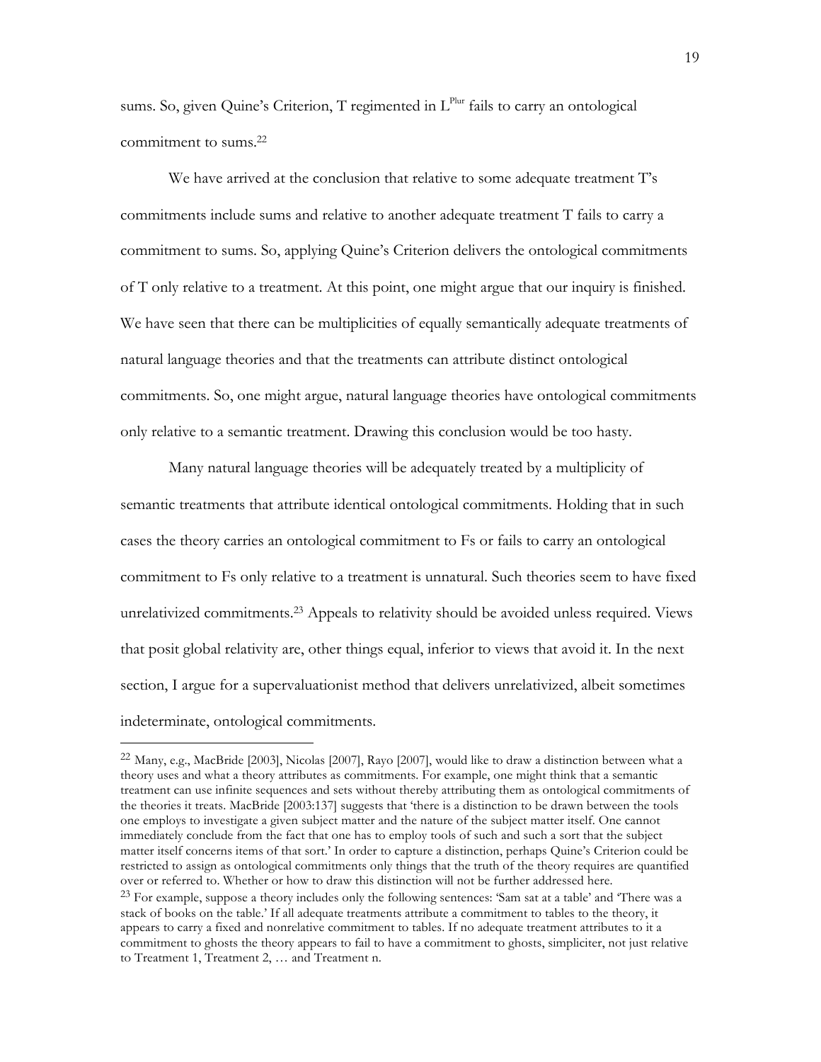sums. So, given Quine's Criterion, T regimented in $L^{Plur}$ fails to carry an ontological commitment to sums.[22]

We have arrived at the conclusion that relative to some adequate treatment T's commitments include sums and relative to another adequate treatment T fails to carry a commitment to sums. So, applying Quine's Criterion delivers the ontological commitments of T only relative to a treatment. At this point, one might argue that our inquiry is finished. We have seen that there can be multiplicities of equally semantically adequate treatments of natural language theories and that the treatments can attribute distinct ontological commitments. So, one might argue, natural language theories have ontological commitments only relative to a semantic treatment. Drawing this conclusion would be too hasty.

Many natural language theories will be adequately treated by a multiplicity of semantic treatments that attribute identical ontological commitments. Holding that in such cases the theory carries an ontological commitment to Fs or fails to carry an ontological commitment to Fs only relative to a treatment is unnatural. Such theories seem to have fixed unrelativized commitments.[23] Appeals to relativity should be avoided unless required. Views that posit global relativity are, other things equal, inferior to views that avoid it. In the next section, I argue for a supervaluationist method that delivers unrelativized, albeit sometimes indeterminate, ontological commitments.

---

[22] Many, e.g., MacBride [2003], Nicolas [2007], Rayo [2007], would like to draw a distinction between what a theory uses and what a theory attributes as commitments. For example, one might think that a semantic treatment can use infinite sequences and sets without thereby attributing them as ontological commitments of the theories it treats. MacBride [2003:137] suggests that 'there is a distinction to be drawn between the tools one employs to investigate a given subject matter and the nature of the subject matter itself. One cannot immediately conclude from the fact that one has to employ tools of such and such a sort that the subject matter itself concerns items of that sort.' In order to capture a distinction, perhaps Quine's Criterion could be restricted to assign as ontological commitments only things that the truth of the theory requires are quantified over or referred to. Whether or how to draw this distinction will not be further addressed here.

[23] For example, suppose a theory includes only the following sentences: 'Sam sat at a table' and 'There was a stack of books on the table.' If all adequate treatments attribute a commitment to tables to the theory, it appears to carry a fixed and nonrelative commitment to tables. If no adequate treatment attributes to it a commitment to ghosts the theory appears to fail to have a commitment to ghosts, simpliciter, not just relative to Treatment 1, Treatment 2, … and Treatment n.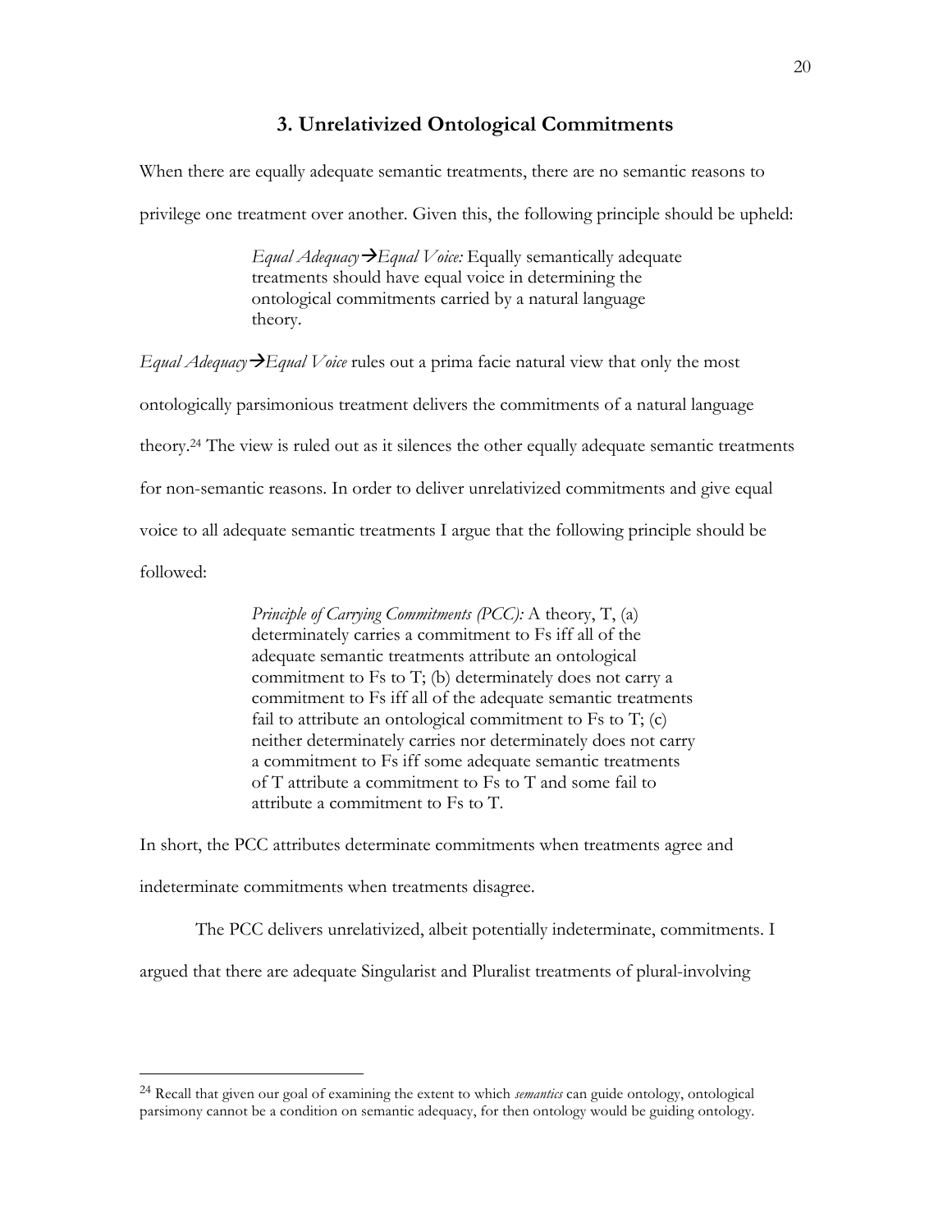## 3. Unrelativized Ontological Commitments

When there are equally adequate semantic treatments, there are no semantic reasons to privilege one treatment over another. Given this, the following principle should be upheld:

> *Equal Adequacy→Equal Voice:* Equally semantically adequate treatments should have equal voice in determining the ontological commitments carried by a natural language theory.

*Equal Adequacy→Equal Voice* rules out a prima facie natural view that only the most ontologically parsimonious treatment delivers the commitments of a natural language theory.[24] The view is ruled out as it silences the other equally adequate semantic treatments for non-semantic reasons. In order to deliver unrelativized commitments and give equal voice to all adequate semantic treatments I argue that the following principle should be followed:

> *Principle of Carrying Commitments (PCC):* A theory, T, (a) determinately carries a commitment to Fs iff all of the adequate semantic treatments attribute an ontological commitment to Fs to T; (b) determinately does not carry a commitment to Fs iff all of the adequate semantic treatments fail to attribute an ontological commitment to Fs to T; (c) neither determinately carries nor determinately does not carry a commitment to Fs iff some adequate semantic treatments of T attribute a commitment to Fs to T and some fail to attribute a commitment to Fs to T.

In short, the PCC attributes determinate commitments when treatments agree and indeterminate commitments when treatments disagree.

The PCC delivers unrelativized, albeit potentially indeterminate, commitments. I argued that there are adequate Singularist and Pluralist treatments of plural-involving

---

[24] Recall that given our goal of examining the extent to which *semantics* can guide ontology, ontological parsimony cannot be a condition on semantic adequacy, for then ontology would be guiding ontology.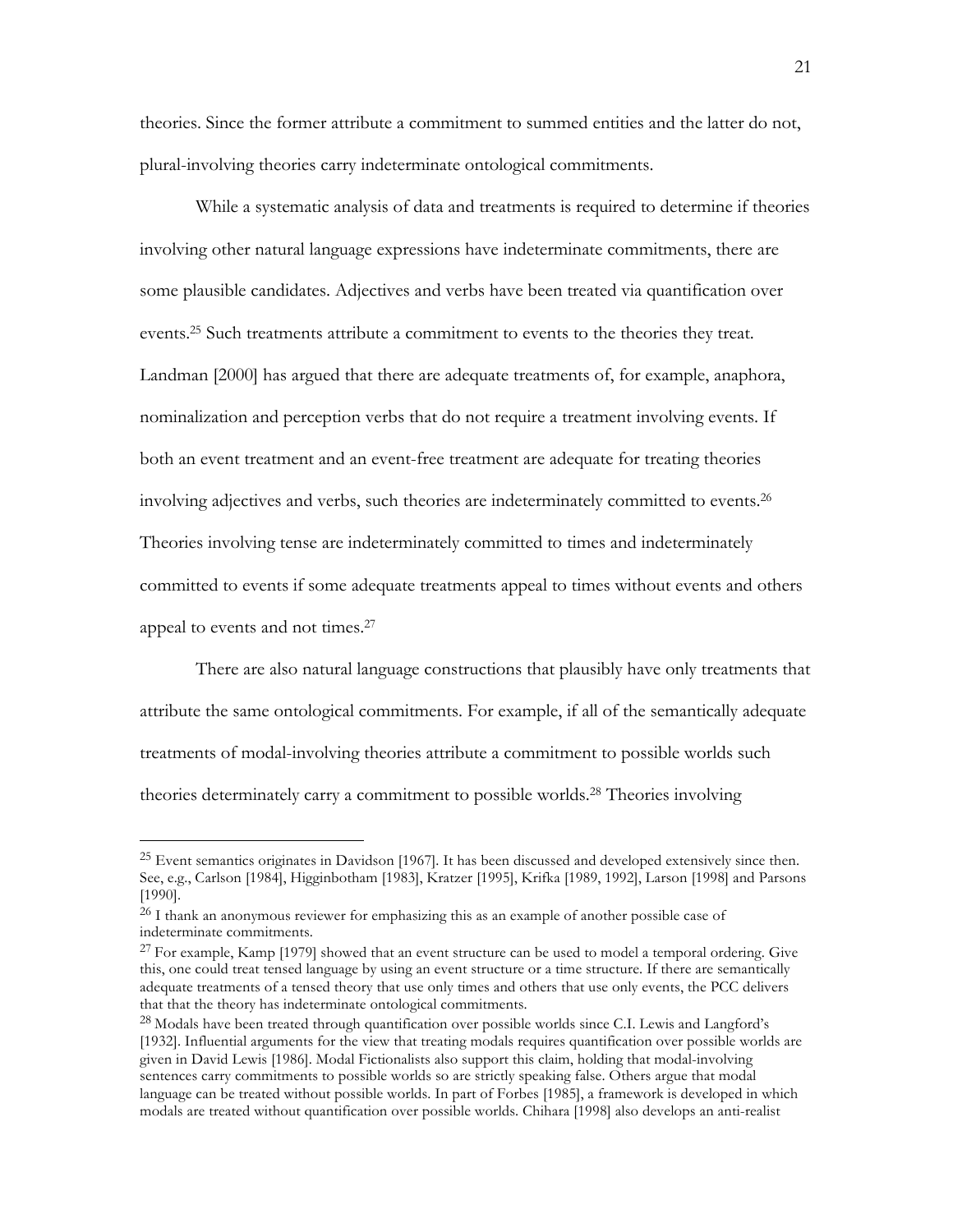theories. Since the former attribute a commitment to summed entities and the latter do not, plural-involving theories carry indeterminate ontological commitments.

While a systematic analysis of data and treatments is required to determine if theories involving other natural language expressions have indeterminate commitments, there are some plausible candidates. Adjectives and verbs have been treated via quantification over events.[25] Such treatments attribute a commitment to events to the theories they treat. Landman [2000] has argued that there are adequate treatments of, for example, anaphora, nominalization and perception verbs that do not require a treatment involving events. If both an event treatment and an event-free treatment are adequate for treating theories involving adjectives and verbs, such theories are indeterminately committed to events.[26] Theories involving tense are indeterminately committed to times and indeterminately committed to events if some adequate treatments appeal to times without events and others appeal to events and not times.[27]

There are also natural language constructions that plausibly have only treatments that attribute the same ontological commitments. For example, if all of the semantically adequate treatments of modal-involving theories attribute a commitment to possible worlds such theories determinately carry a commitment to possible worlds.[28] Theories involving

---

[25] Event semantics originates in Davidson [1967]. It has been discussed and developed extensively since then. See, e.g., Carlson [1984], Higginbotham [1983], Kratzer [1995], Krifka [1989, 1992], Larson [1998] and Parsons [1990].

[26] I thank an anonymous reviewer for emphasizing this as an example of another possible case of indeterminate commitments.

[27] For example, Kamp [1979] showed that an event structure can be used to model a temporal ordering. Give this, one could treat tensed language by using an event structure or a time structure. If there are semantically adequate treatments of a tensed theory that use only times and others that use only events, the PCC delivers that that the theory has indeterminate ontological commitments.

[28] Modals have been treated through quantification over possible worlds since C.I. Lewis and Langford's [1932]. Influential arguments for the view that treating modals requires quantification over possible worlds are given in David Lewis [1986]. Modal Fictionalists also support this claim, holding that modal-involving sentences carry commitments to possible worlds so are strictly speaking false. Others argue that modal language can be treated without possible worlds. In part of Forbes [1985], a framework is developed in which modals are treated without quantification over possible worlds. Chihara [1998] also develops an anti-realist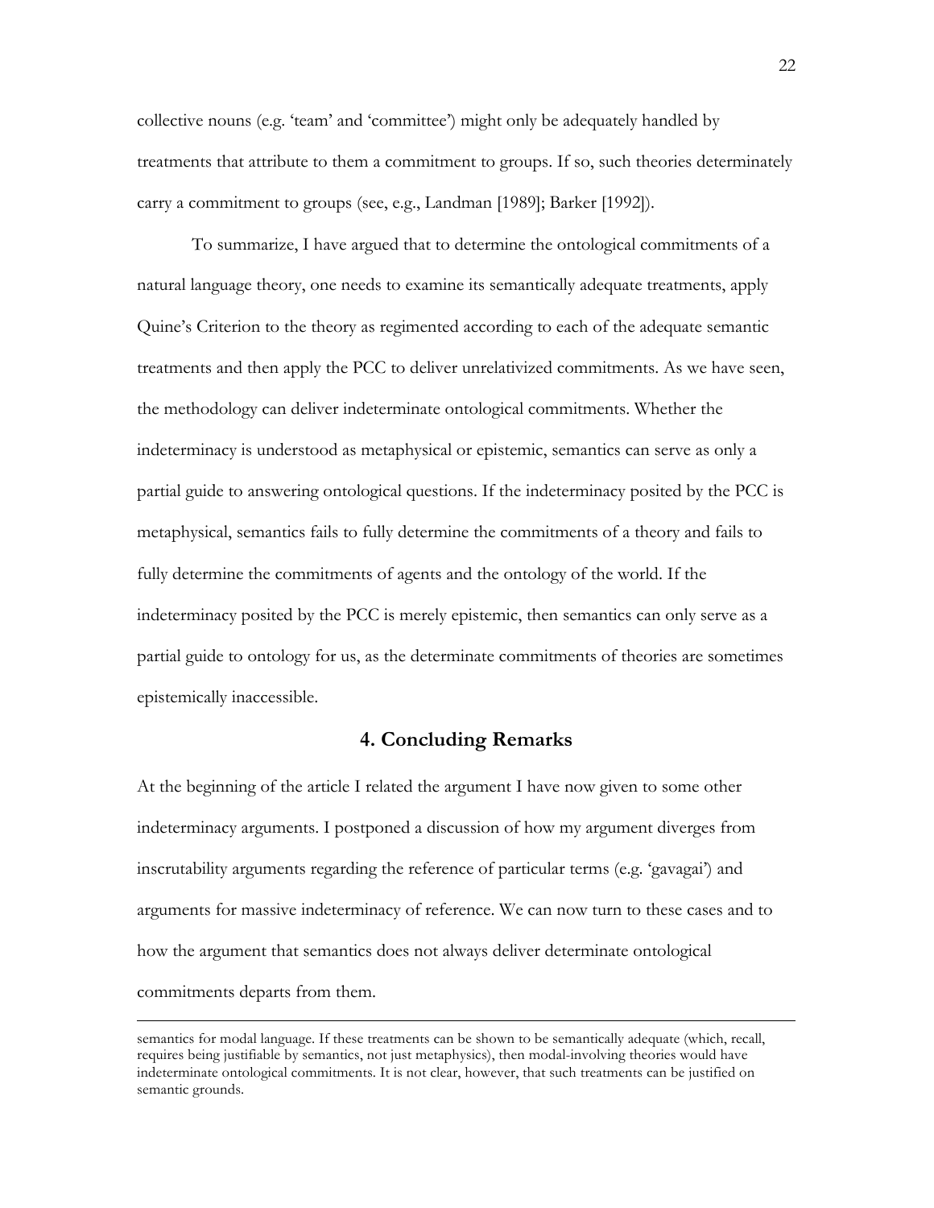collective nouns (e.g. 'team' and 'committee') might only be adequately handled by treatments that attribute to them a commitment to groups. If so, such theories determinately carry a commitment to groups (see, e.g., Landman [1989]; Barker [1992]).

To summarize, I have argued that to determine the ontological commitments of a natural language theory, one needs to examine its semantically adequate treatments, apply Quine's Criterion to the theory as regimented according to each of the adequate semantic treatments and then apply the PCC to deliver unrelativized commitments. As we have seen, the methodology can deliver indeterminate ontological commitments. Whether the indeterminacy is understood as metaphysical or epistemic, semantics can serve as only a partial guide to answering ontological questions. If the indeterminacy posited by the PCC is metaphysical, semantics fails to fully determine the commitments of a theory and fails to fully determine the commitments of agents and the ontology of the world. If the indeterminacy posited by the PCC is merely epistemic, then semantics can only serve as a partial guide to ontology for us, as the determinate commitments of theories are sometimes epistemically inaccessible.

## 4. Concluding Remarks

At the beginning of the article I related the argument I have now given to some other indeterminacy arguments. I postponed a discussion of how my argument diverges from inscrutability arguments regarding the reference of particular terms (e.g. 'gavagai') and arguments for massive indeterminacy of reference. We can now turn to these cases and to how the argument that semantics does not always deliver determinate ontological commitments departs from them.

---

semantics for modal language. If these treatments can be shown to be semantically adequate (which, recall, requires being justifiable by semantics, not just metaphysics), then modal-involving theories would have indeterminate ontological commitments. It is not clear, however, that such treatments can be justified on semantic grounds.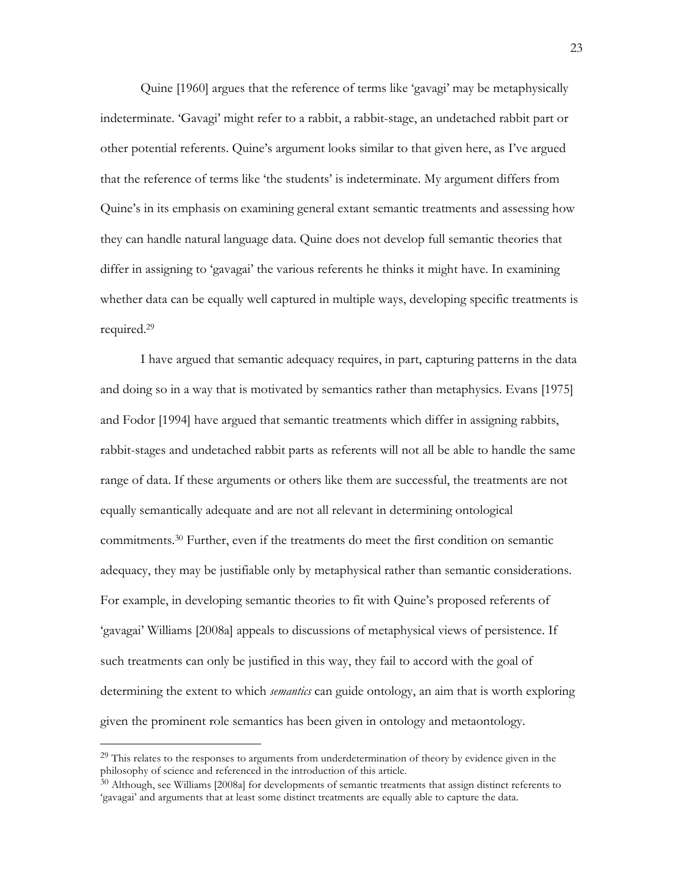Quine [1960] argues that the reference of terms like 'gavagi' may be metaphysically indeterminate. 'Gavagi' might refer to a rabbit, a rabbit-stage, an undetached rabbit part or other potential referents. Quine's argument looks similar to that given here, as I've argued that the reference of terms like 'the students' is indeterminate. My argument differs from Quine's in its emphasis on examining general extant semantic treatments and assessing how they can handle natural language data. Quine does not develop full semantic theories that differ in assigning to 'gavagai' the various referents he thinks it might have. In examining whether data can be equally well captured in multiple ways, developing specific treatments is required.[29]

I have argued that semantic adequacy requires, in part, capturing patterns in the data and doing so in a way that is motivated by semantics rather than metaphysics. Evans [1975] and Fodor [1994] have argued that semantic treatments which differ in assigning rabbits, rabbit-stages and undetached rabbit parts as referents will not all be able to handle the same range of data. If these arguments or others like them are successful, the treatments are not equally semantically adequate and are not all relevant in determining ontological commitments.[30] Further, even if the treatments do meet the first condition on semantic adequacy, they may be justifiable only by metaphysical rather than semantic considerations. For example, in developing semantic theories to fit with Quine's proposed referents of 'gavagai' Williams [2008a] appeals to discussions of metaphysical views of persistence. If such treatments can only be justified in this way, they fail to accord with the goal of determining the extent to which *semantics* can guide ontology, an aim that is worth exploring given the prominent role semantics has been given in ontology and metaontology.

---

[29] This relates to the responses to arguments from underdetermination of theory by evidence given in the philosophy of science and referenced in the introduction of this article.

[30] Although, see Williams [2008a] for developments of semantic treatments that assign distinct referents to 'gavagai' and arguments that at least some distinct treatments are equally able to capture the data.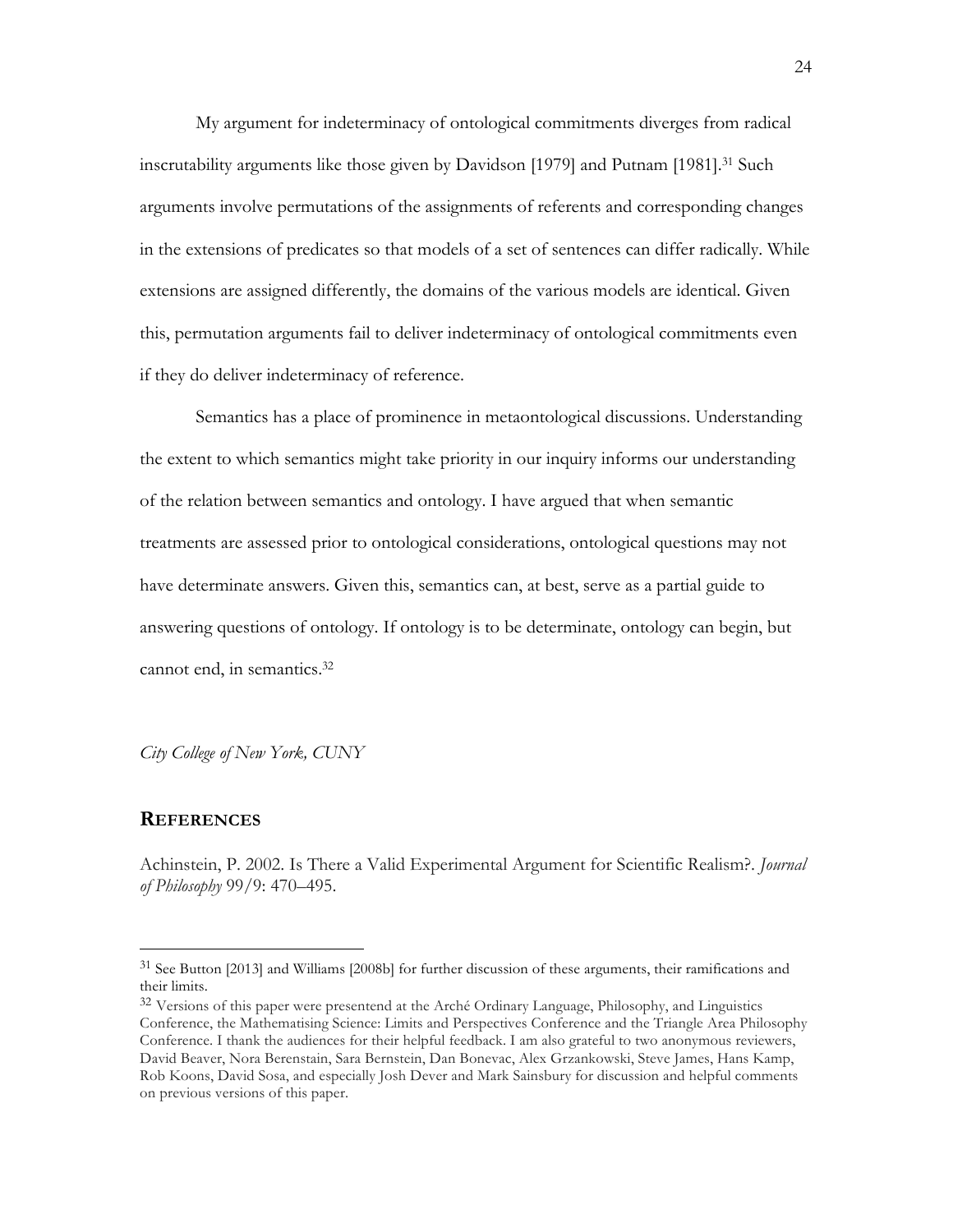My argument for indeterminacy of ontological commitments diverges from radical inscrutability arguments like those given by Davidson [1979] and Putnam [1981].[31] Such arguments involve permutations of the assignments of referents and corresponding changes in the extensions of predicates so that models of a set of sentences can differ radically. While extensions are assigned differently, the domains of the various models are identical. Given this, permutation arguments fail to deliver indeterminacy of ontological commitments even if they do deliver indeterminacy of reference.

Semantics has a place of prominence in metaontological discussions. Understanding the extent to which semantics might take priority in our inquiry informs our understanding of the relation between semantics and ontology. I have argued that when semantic treatments are assessed prior to ontological considerations, ontological questions may not have determinate answers. Given this, semantics can, at best, serve as a partial guide to answering questions of ontology. If ontology is to be determinate, ontology can begin, but cannot end, in semantics.[32]

*City College of New York, CUNY*

## REFERENCES

Achinstein, P. 2002. Is There a Valid Experimental Argument for Scientific Realism?. *Journal of Philosophy* 99/9: 470–495.

---

[31] See Button [2013] and Williams [2008b] for further discussion of these arguments, their ramifications and their limits.

[32] Versions of this paper were presentend at the Arché Ordinary Language, Philosophy, and Linguistics Conference, the Mathematising Science: Limits and Perspectives Conference and the Triangle Area Philosophy Conference. I thank the audiences for their helpful feedback. I am also grateful to two anonymous reviewers, David Beaver, Nora Berenstain, Sara Bernstein, Dan Bonevac, Alex Grzankowski, Steve James, Hans Kamp, Rob Koons, David Sosa, and especially Josh Dever and Mark Sainsbury for discussion and helpful comments on previous versions of this paper.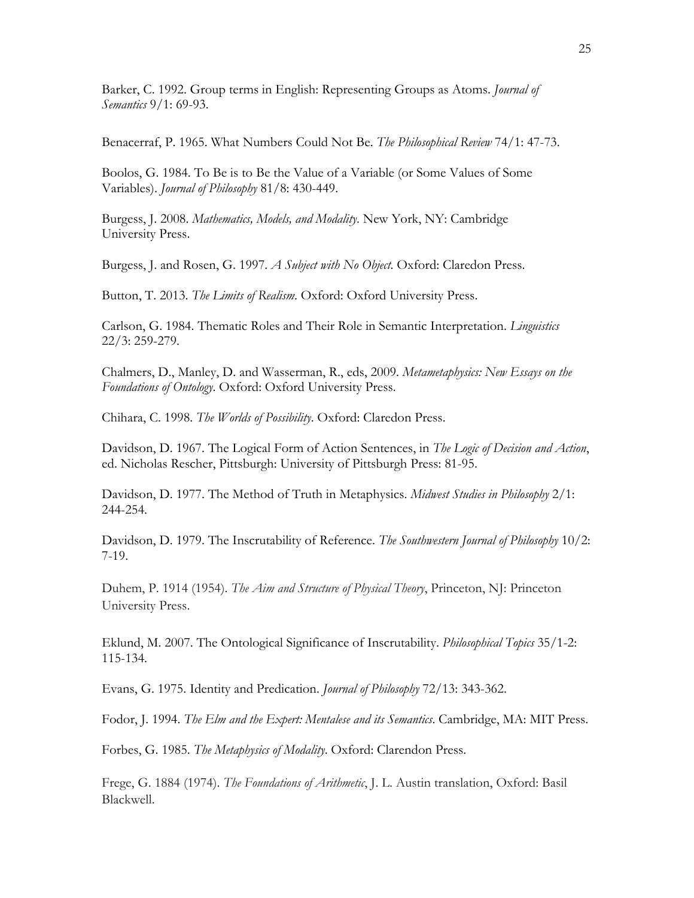Barker, C. 1992. Group terms in English: Representing Groups as Atoms. *Journal of Semantics* 9/1: 69-93.

Benacerraf, P. 1965. What Numbers Could Not Be. *The Philosophical Review* 74/1: 47-73.

Boolos, G. 1984. To Be is to Be the Value of a Variable (or Some Values of Some Variables). *Journal of Philosophy* 81/8: 430-449.

Burgess, J. 2008. *Mathematics, Models, and Modality*. New York, NY: Cambridge University Press.

Burgess, J. and Rosen, G. 1997. *A Subject with No Object*. Oxford: Claredon Press.

Button, T. 2013. *The Limits of Realism*. Oxford: Oxford University Press.

Carlson, G. 1984. Thematic Roles and Their Role in Semantic Interpretation. *Linguistics* 22/3: 259-279.

Chalmers, D., Manley, D. and Wasserman, R., eds, 2009. *Metametaphysics: New Essays on the Foundations of Ontology*. Oxford: Oxford University Press.

Chihara, C. 1998. *The Worlds of Possibility*. Oxford: Claredon Press.

Davidson, D. 1967. The Logical Form of Action Sentences, in *The Logic of Decision and Action*, ed. Nicholas Rescher, Pittsburgh: University of Pittsburgh Press: 81-95.

Davidson, D. 1977. The Method of Truth in Metaphysics. *Midwest Studies in Philosophy* 2/1: 244-254.

Davidson, D. 1979. The Inscrutability of Reference. *The Southwestern Journal of Philosophy* 10/2: 7-19.

Duhem, P. 1914 (1954). *The Aim and Structure of Physical Theory*, Princeton, NJ: Princeton University Press.

Eklund, M. 2007. The Ontological Significance of Inscrutability. *Philosophical Topics* 35/1-2: 115-134.

Evans, G. 1975. Identity and Predication. *Journal of Philosophy* 72/13: 343-362.

Fodor, J. 1994. *The Elm and the Expert: Mentalese and its Semantics*. Cambridge, MA: MIT Press.

Forbes, G. 1985. *The Metaphysics of Modality*. Oxford: Clarendon Press.

Frege, G. 1884 (1974). *The Foundations of Arithmetic*, J. L. Austin translation, Oxford: Basil Blackwell.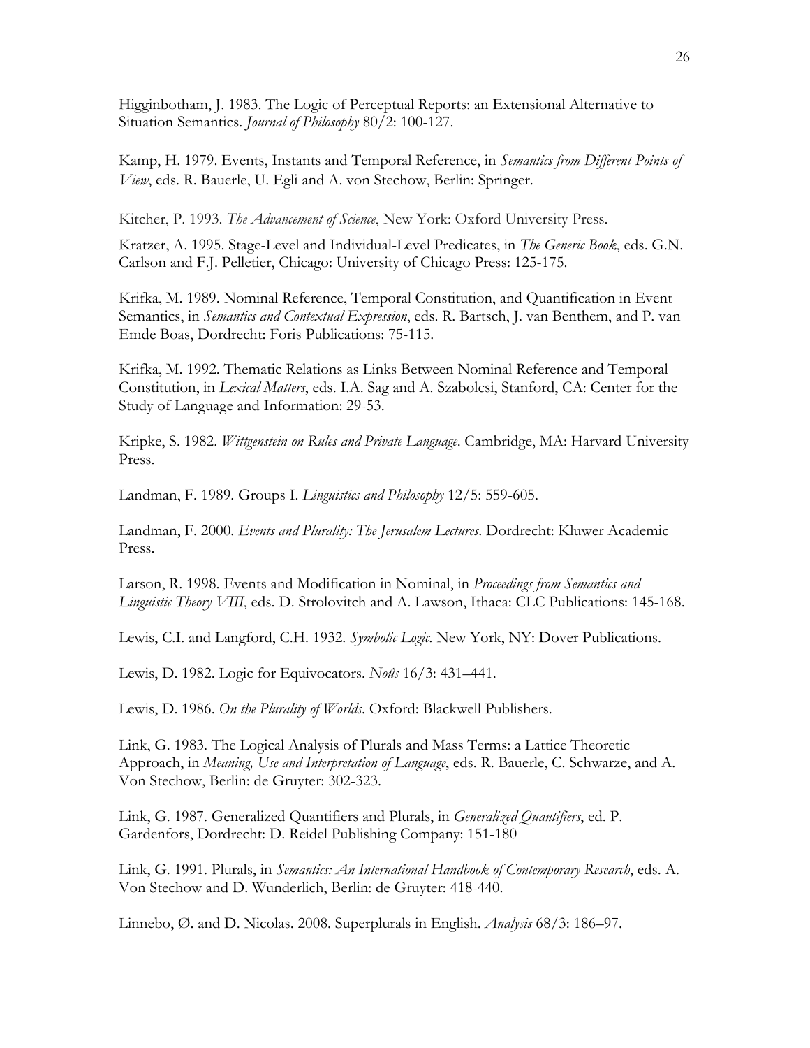Higginbotham, J. 1983. The Logic of Perceptual Reports: an Extensional Alternative to Situation Semantics. *Journal of Philosophy* 80/2: 100-127.

Kamp, H. 1979. Events, Instants and Temporal Reference, in *Semantics from Different Points of View*, eds. R. Bauerle, U. Egli and A. von Stechow, Berlin: Springer.

Kitcher, P. 1993. *The Advancement of Science*, New York: Oxford University Press.

Kratzer, A. 1995. Stage-Level and Individual-Level Predicates, in *The Generic Book*, eds. G.N. Carlson and F.J. Pelletier, Chicago: University of Chicago Press: 125-175.

Krifka, M. 1989. Nominal Reference, Temporal Constitution, and Quantification in Event Semantics, in *Semantics and Contextual Expression*, eds. R. Bartsch, J. van Benthem, and P. van Emde Boas, Dordrecht: Foris Publications: 75-115.

Krifka, M. 1992. Thematic Relations as Links Between Nominal Reference and Temporal Constitution, in *Lexical Matters*, eds. I.A. Sag and A. Szabolcsi, Stanford, CA: Center for the Study of Language and Information: 29-53.

Kripke, S. 1982. *Wittgenstein on Rules and Private Language*. Cambridge, MA: Harvard University Press.

Landman, F. 1989. Groups I. *Linguistics and Philosophy* 12/5: 559-605.

Landman, F. 2000. *Events and Plurality: The Jerusalem Lectures*. Dordrecht: Kluwer Academic Press.

Larson, R. 1998. Events and Modification in Nominal, in *Proceedings from Semantics and Linguistic Theory VIII*, eds. D. Strolovitch and A. Lawson, Ithaca: CLC Publications: 145-168.

Lewis, C.I. and Langford, C.H. 1932. *Symbolic Logic*. New York, NY: Dover Publications.

Lewis, D. 1982. Logic for Equivocators. *Noûs* 16/3: 431–441.

Lewis, D. 1986. *On the Plurality of Worlds*. Oxford: Blackwell Publishers.

Link, G. 1983. The Logical Analysis of Plurals and Mass Terms: a Lattice Theoretic Approach, in *Meaning, Use and Interpretation of Language*, eds. R. Bauerle, C. Schwarze, and A. Von Stechow, Berlin: de Gruyter: 302-323.

Link, G. 1987. Generalized Quantifiers and Plurals, in *Generalized Quantifiers*, ed. P. Gardenfors, Dordrecht: D. Reidel Publishing Company: 151-180

Link, G. 1991. Plurals, in *Semantics: An International Handbook of Contemporary Research*, eds. A. Von Stechow and D. Wunderlich, Berlin: de Gruyter: 418-440.

Linnebo, Ø. and D. Nicolas. 2008. Superplurals in English. *Analysis* 68/3: 186–97.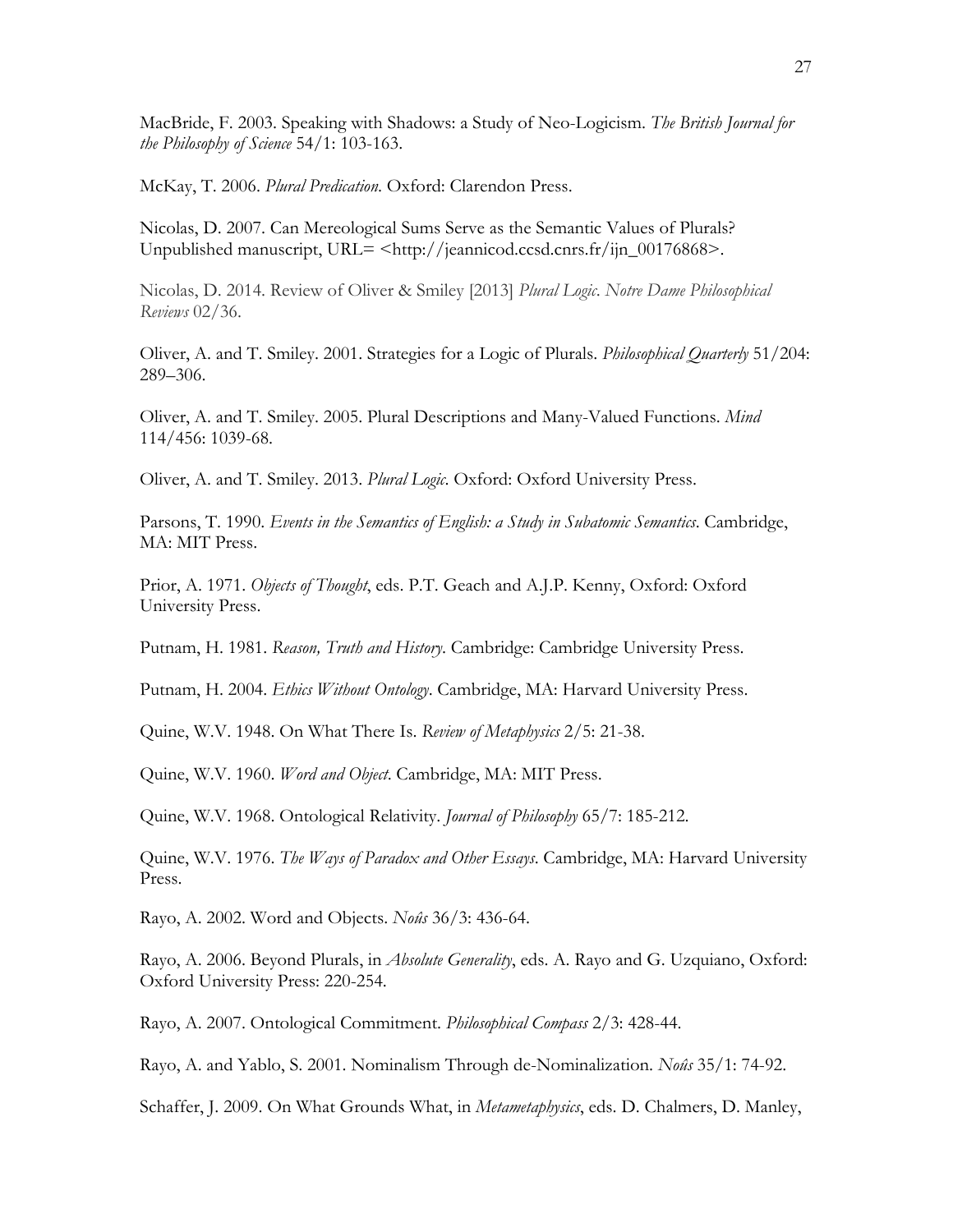MacBride, F. 2003. Speaking with Shadows: a Study of Neo-Logicism. *The British Journal for the Philosophy of Science* 54/1: 103-163.

McKay, T. 2006. *Plural Predication.* Oxford: Clarendon Press.

Nicolas, D. 2007. Can Mereological Sums Serve as the Semantic Values of Plurals? Unpublished manuscript, URL= <http://jeannicod.ccsd.cnrs.fr/ijn_00176868>.

Nicolas, D. 2014. Review of Oliver & Smiley [2013] *Plural Logic*. *Notre Dame Philosophical Reviews* 02/36.

Oliver, A. and T. Smiley. 2001. Strategies for a Logic of Plurals. *Philosophical Quarterly* 51/204: 289–306.

Oliver, A. and T. Smiley. 2005. Plural Descriptions and Many-Valued Functions. *Mind* 114/456: 1039-68.

Oliver, A. and T. Smiley. 2013. *Plural Logic*. Oxford: Oxford University Press.

Parsons, T. 1990. *Events in the Semantics of English: a Study in Subatomic Semantics*. Cambridge, MA: MIT Press.

Prior, A. 1971. *Objects of Thought*, eds. P.T. Geach and A.J.P. Kenny, Oxford: Oxford University Press.

Putnam, H. 1981. *Reason, Truth and History*. Cambridge: Cambridge University Press.

Putnam, H. 2004. *Ethics Without Ontology*. Cambridge, MA: Harvard University Press.

Quine, W.V. 1948. On What There Is. *Review of Metaphysics* 2/5: 21-38.

Quine, W.V. 1960. *Word and Object*. Cambridge, MA: MIT Press.

Quine, W.V. 1968. Ontological Relativity. *Journal of Philosophy* 65/7: 185-212.

Quine, W.V. 1976. *The Ways of Paradox and Other Essays*. Cambridge, MA: Harvard University Press.

Rayo, A. 2002. Word and Objects. *Noûs* 36/3: 436-64.

Rayo, A. 2006. Beyond Plurals, in *Absolute Generality*, eds. A. Rayo and G. Uzquiano, Oxford: Oxford University Press: 220-254.

Rayo, A. 2007. Ontological Commitment. *Philosophical Compass* 2/3: 428-44.

Rayo, A. and Yablo, S. 2001. Nominalism Through de-Nominalization. *Noûs* 35/1: 74-92.

Schaffer, J. 2009. On What Grounds What, in *Metametaphysics*, eds. D. Chalmers, D. Manley,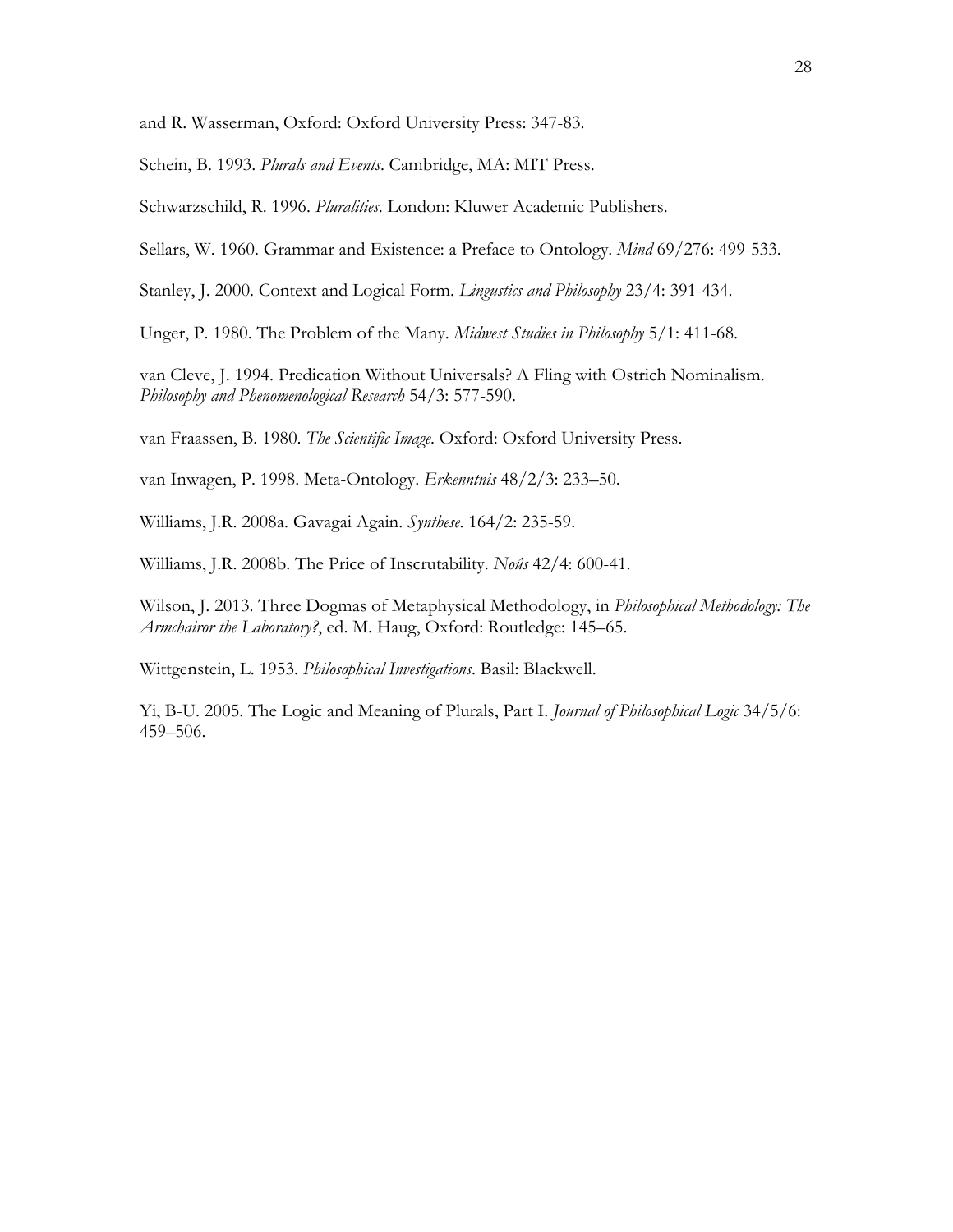and R. Wasserman, Oxford: Oxford University Press: 347-83.

Schein, B. 1993. *Plurals and Events*. Cambridge, MA: MIT Press.

Schwarzschild, R. 1996. *Pluralities*. London: Kluwer Academic Publishers.

Sellars, W. 1960. Grammar and Existence: a Preface to Ontology. *Mind* 69/276: 499-533.

Stanley, J. 2000. Context and Logical Form. *Lingustics and Philosophy* 23/4: 391-434.

Unger, P. 1980. The Problem of the Many. *Midwest Studies in Philosophy* 5/1: 411-68.

van Cleve, J. 1994. Predication Without Universals? A Fling with Ostrich Nominalism. *Philosophy and Phenomenological Research* 54/3: 577-590.

van Fraassen, B. 1980. *The Scientific Image*. Oxford: Oxford University Press.

van Inwagen, P. 1998. Meta-Ontology. *Erkenntnis* 48/2/3: 233–50.

Williams, J.R. 2008a. Gavagai Again. *Synthese*. 164/2: 235-59.

Williams, J.R. 2008b. The Price of Inscrutability. *Noûs* 42/4: 600-41.

Wilson, J. 2013. Three Dogmas of Metaphysical Methodology, in *Philosophical Methodology: The Armchairor the Laboratory?*, ed. M. Haug, Oxford: Routledge: 145–65.

Wittgenstein, L. 1953. *Philosophical Investigations*. Basil: Blackwell.

Yi, B-U. 2005. The Logic and Meaning of Plurals, Part I. *Journal of Philosophical Logic* 34/5/6: 459–506.